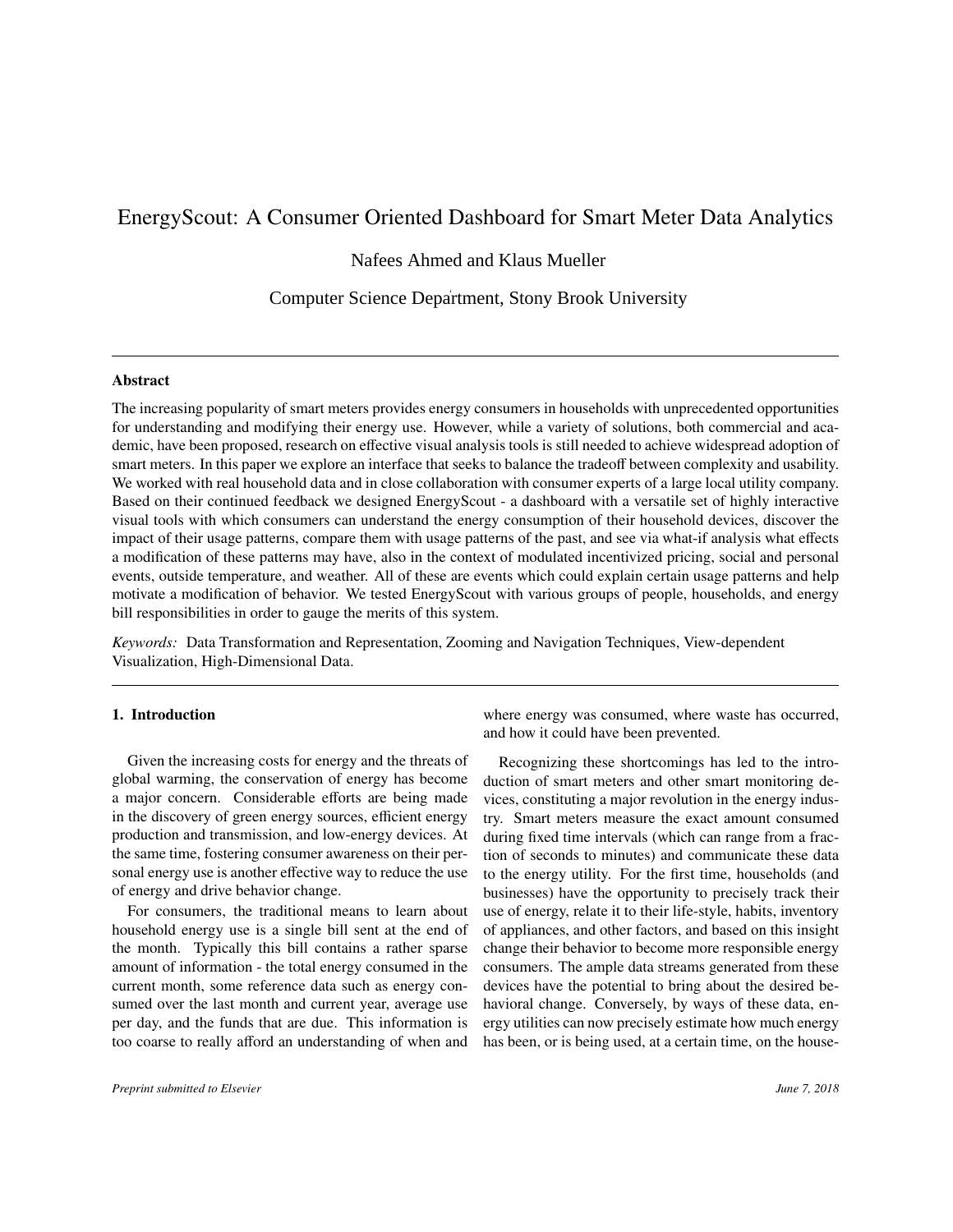# EnergyScout: A Consumer Oriented Dashboard for Smart Meter Data Analytics

Nafees Ahmed and Klaus Mueller

Computer Science Department, Stony Brook University

---

## Abstract

The increasing popularity of smart meters provides energy consumers in households with unprecedented opportunities for understanding and modifying their energy use. However, while a variety of solutions, both commercial and academic, have been proposed, research on effective visual analysis tools is still needed to achieve widespread adoption of smart meters. In this paper we explore an interface that seeks to balance the tradeoff between complexity and usability. We worked with real household data and in close collaboration with consumer experts of a large local utility company. Based on their continued feedback we designed EnergyScout - a dashboard with a versatile set of highly interactive visual tools with which consumers can understand the energy consumption of their household devices, discover the impact of their usage patterns, compare them with usage patterns of the past, and see via what-if analysis what effects a modification of these patterns may have, also in the context of modulated incentivized pricing, social and personal events, outside temperature, and weather. All of these are events which could explain certain usage patterns and help motivate a modification of behavior. We tested EnergyScout with various groups of people, households, and energy bill responsibilities in order to gauge the merits of this system.

*Keywords:* Data Transformation and Representation, Zooming and Navigation Techniques, View-dependent Visualization, High-Dimensional Data.

---

## 1. Introduction

Given the increasing costs for energy and the threats of global warming, the conservation of energy has become a major concern. Considerable efforts are being made in the discovery of green energy sources, efficient energy production and transmission, and low-energy devices. At the same time, fostering consumer awareness on their personal energy use is another effective way to reduce the use of energy and drive behavior change.

For consumers, the traditional means to learn about household energy use is a single bill sent at the end of the month. Typically this bill contains a rather sparse amount of information - the total energy consumed in the current month, some reference data such as energy consumed over the last month and current year, average use per day, and the funds that are due. This information is too coarse to really afford an understanding of when and where energy was consumed, where waste has occurred, and how it could have been prevented.

Recognizing these shortcomings has led to the introduction of smart meters and other smart monitoring devices, constituting a major revolution in the energy industry. Smart meters measure the exact amount consumed during fixed time intervals (which can range from a fraction of seconds to minutes) and communicate these data to the energy utility. For the first time, households (and businesses) have the opportunity to precisely track their use of energy, relate it to their life-style, habits, inventory of appliances, and other factors, and based on this insight change their behavior to become more responsible energy consumers. The ample data streams generated from these devices have the potential to bring about the desired behavioral change. Conversely, by ways of these data, energy utilities can now precisely estimate how much energy has been, or is being used, at a certain time, on the house-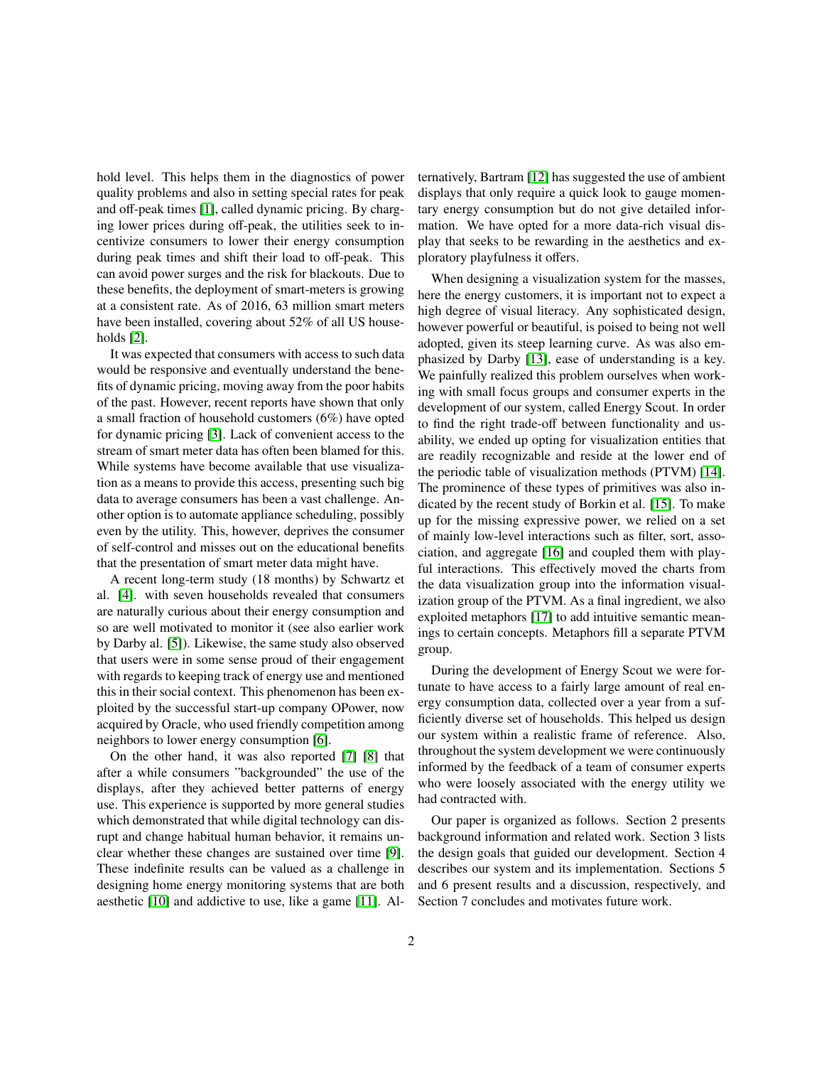hold level. This helps them in the diagnostics of power quality problems and also in setting special rates for peak and off-peak times [1], called dynamic pricing. By charging lower prices during off-peak, the utilities seek to incentivize consumers to lower their energy consumption during peak times and shift their load to off-peak. This can avoid power surges and the risk for blackouts. Due to these benefits, the deployment of smart-meters is growing at a consistent rate. As of 2016, 63 million smart meters have been installed, covering about 52% of all US households [2].

It was expected that consumers with access to such data would be responsive and eventually understand the benefits of dynamic pricing, moving away from the poor habits of the past. However, recent reports have shown that only a small fraction of household customers (6%) have opted for dynamic pricing [3]. Lack of convenient access to the stream of smart meter data has often been blamed for this. While systems have become available that use visualization as a means to provide this access, presenting such big data to average consumers has been a vast challenge. Another option is to automate appliance scheduling, possibly even by the utility. This, however, deprives the consumer of self-control and misses out on the educational benefits that the presentation of smart meter data might have.

A recent long-term study (18 months) by Schwartz et al. [4]. with seven households revealed that consumers are naturally curious about their energy consumption and so are well motivated to monitor it (see also earlier work by Darby al. [5]). Likewise, the same study also observed that users were in some sense proud of their engagement with regards to keeping track of energy use and mentioned this in their social context. This phenomenon has been exploited by the successful start-up company OPower, now acquired by Oracle, who used friendly competition among neighbors to lower energy consumption [6].

On the other hand, it was also reported [7] [8] that after a while consumers "backgrounded" the use of the displays, after they achieved better patterns of energy use. This experience is supported by more general studies which demonstrated that while digital technology can disrupt and change habitual human behavior, it remains unclear whether these changes are sustained over time [9]. These indefinite results can be valued as a challenge in designing home energy monitoring systems that are both aesthetic [10] and addictive to use, like a game [11]. Alternatively, Bartram [12] has suggested the use of ambient displays that only require a quick look to gauge momentary energy consumption but do not give detailed information. We have opted for a more data-rich visual display that seeks to be rewarding in the aesthetics and exploratory playfulness it offers.

When designing a visualization system for the masses, here the energy customers, it is important not to expect a high degree of visual literacy. Any sophisticated design, however powerful or beautiful, is poised to being not well adopted, given its steep learning curve. As was also emphasized by Darby [13], ease of understanding is a key. We painfully realized this problem ourselves when working with small focus groups and consumer experts in the development of our system, called Energy Scout. In order to find the right trade-off between functionality and usability, we ended up opting for visualization entities that are readily recognizable and reside at the lower end of the periodic table of visualization methods (PTVM) [14]. The prominence of these types of primitives was also indicated by the recent study of Borkin et al. [15]. To make up for the missing expressive power, we relied on a set of mainly low-level interactions such as filter, sort, association, and aggregate [16] and coupled them with playful interactions. This effectively moved the charts from the data visualization group into the information visualization group of the PTVM. As a final ingredient, we also exploited metaphors [17] to add intuitive semantic meanings to certain concepts. Metaphors fill a separate PTVM group.

During the development of Energy Scout we were fortunate to have access to a fairly large amount of real energy consumption data, collected over a year from a sufficiently diverse set of households. This helped us design our system within a realistic frame of reference. Also, throughout the system development we were continuously informed by the feedback of a team of consumer experts who were loosely associated with the energy utility we had contracted with.

Our paper is organized as follows. Section 2 presents background information and related work. Section 3 lists the design goals that guided our development. Section 4 describes our system and its implementation. Sections 5 and 6 present results and a discussion, respectively, and Section 7 concludes and motivates future work.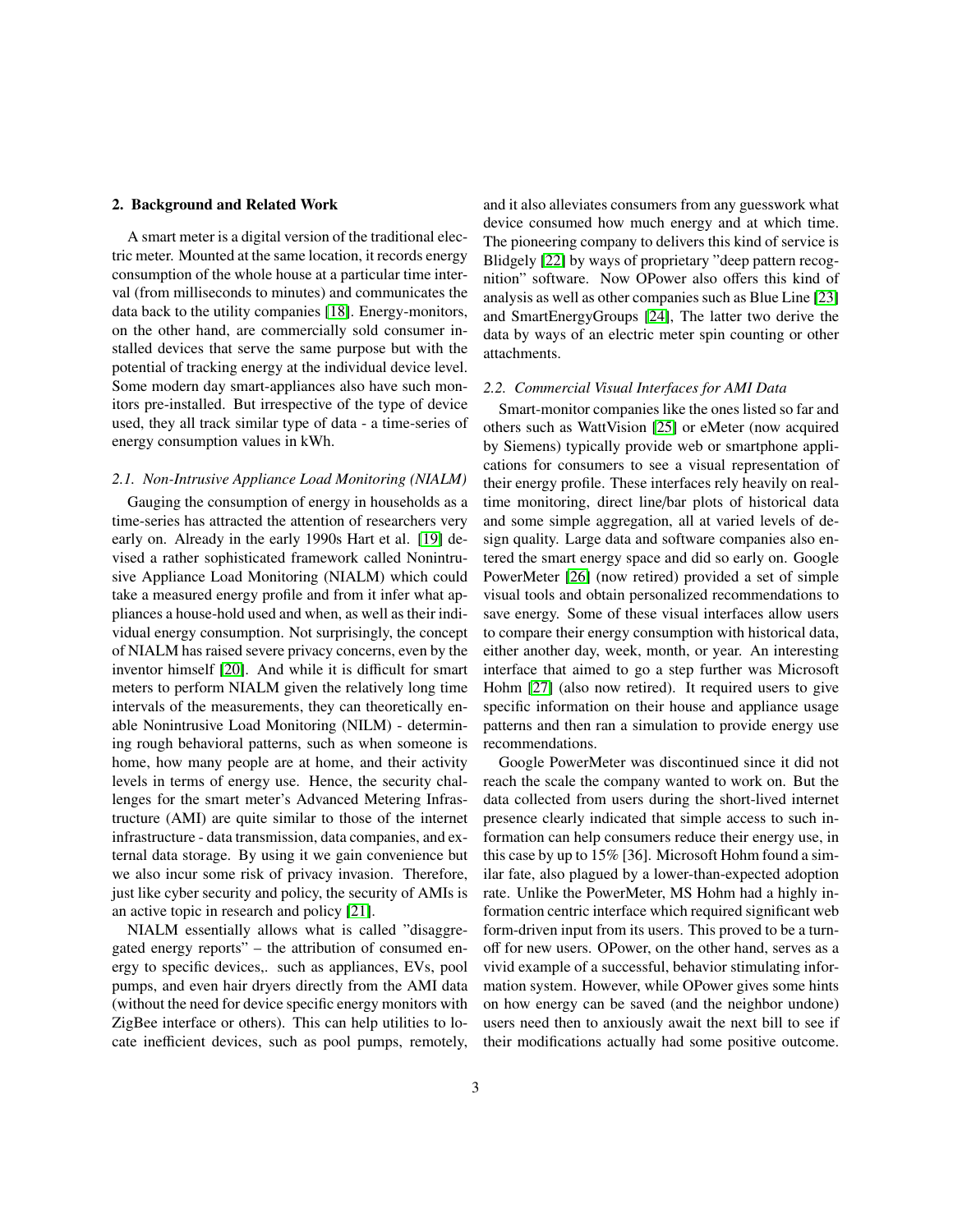## 2. Background and Related Work

A smart meter is a digital version of the traditional electric meter. Mounted at the same location, it records energy consumption of the whole house at a particular time interval (from milliseconds to minutes) and communicates the data back to the utility companies [18]. Energy-monitors, on the other hand, are commercially sold consumer installed devices that serve the same purpose but with the potential of tracking energy at the individual device level. Some modern day smart-appliances also have such monitors pre-installed. But irrespective of the type of device used, they all track similar type of data - a time-series of energy consumption values in kWh.

### 2.1. Non-Intrusive Appliance Load Monitoring (NIALM)

Gauging the consumption of energy in households as a time-series has attracted the attention of researchers very early on. Already in the early 1990s Hart et al. [19] devised a rather sophisticated framework called Nonintrusive Appliance Load Monitoring (NIALM) which could take a measured energy profile and from it infer what appliances a house-hold used and when, as well as their individual energy consumption. Not surprisingly, the concept of NIALM has raised severe privacy concerns, even by the inventor himself [20]. And while it is difficult for smart meters to perform NIALM given the relatively long time intervals of the measurements, they can theoretically enable Nonintrusive Load Monitoring (NILM) - determining rough behavioral patterns, such as when someone is home, how many people are at home, and their activity levels in terms of energy use. Hence, the security challenges for the smart meter's Advanced Metering Infrastructure (AMI) are quite similar to those of the internet infrastructure - data transmission, data companies, and external data storage. By using it we gain convenience but we also incur some risk of privacy invasion. Therefore, just like cyber security and policy, the security of AMIs is an active topic in research and policy [21].

NIALM essentially allows what is called "disaggregated energy reports" – the attribution of consumed energy to specific devices,. such as appliances, EVs, pool pumps, and even hair dryers directly from the AMI data (without the need for device specific energy monitors with ZigBee interface or others). This can help utilities to locate inefficient devices, such as pool pumps, remotely, and it also alleviates consumers from any guesswork what device consumed how much energy and at which time. The pioneering company to delivers this kind of service is Blidgely [22] by ways of proprietary "deep pattern recognition" software. Now OPower also offers this kind of analysis as well as other companies such as Blue Line [23] and SmartEnergyGroups [24], The latter two derive the data by ways of an electric meter spin counting or other attachments.

### 2.2. Commercial Visual Interfaces for AMI Data

Smart-monitor companies like the ones listed so far and others such as WattVision [25] or eMeter (now acquired by Siemens) typically provide web or smartphone applications for consumers to see a visual representation of their energy profile. These interfaces rely heavily on real-time monitoring, direct line/bar plots of historical data and some simple aggregation, all at varied levels of design quality. Large data and software companies also entered the smart energy space and did so early on. Google PowerMeter [26] (now retired) provided a set of simple visual tools and obtain personalized recommendations to save energy. Some of these visual interfaces allow users to compare their energy consumption with historical data, either another day, week, month, or year. An interesting interface that aimed to go a step further was Microsoft Hohm [27] (also now retired). It required users to give specific information on their house and appliance usage patterns and then ran a simulation to provide energy use recommendations.

Google PowerMeter was discontinued since it did not reach the scale the company wanted to work on. But the data collected from users during the short-lived internet presence clearly indicated that simple access to such information can help consumers reduce their energy use, in this case by up to 15% [36]. Microsoft Hohm found a similar fate, also plagued by a lower-than-expected adoption rate. Unlike the PowerMeter, MS Hohm had a highly information centric interface which required significant web form-driven input from its users. This proved to be a turn-off for new users. OPower, on the other hand, serves as a vivid example of a successful, behavior stimulating information system. However, while OPower gives some hints on how energy can be saved (and the neighbor undone) users need then to anxiously await the next bill to see if their modifications actually had some positive outcome.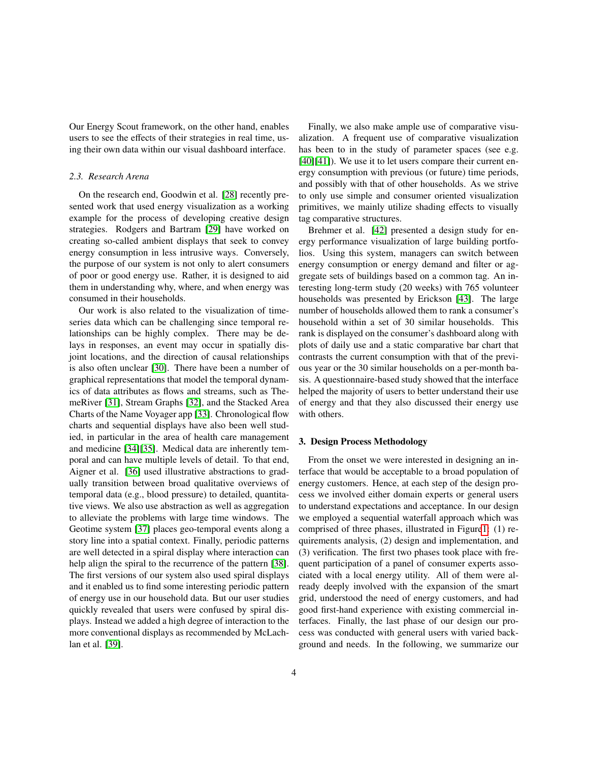Our Energy Scout framework, on the other hand, enables users to see the effects of their strategies in real time, using their own data within our visual dashboard interface.

### 2.3. Research Arena

On the research end, Goodwin et al. [28] recently presented work that used energy visualization as a working example for the process of developing creative design strategies. Rodgers and Bartram [29] have worked on creating so-called ambient displays that seek to convey energy consumption in less intrusive ways. Conversely, the purpose of our system is not only to alert consumers of poor or good energy use. Rather, it is designed to aid them in understanding why, where, and when energy was consumed in their households.

Our work is also related to the visualization of time-series data which can be challenging since temporal relationships can be highly complex. There may be delays in responses, an event may occur in spatially disjoint locations, and the direction of causal relationships is also often unclear [30]. There have been a number of graphical representations that model the temporal dynamics of data attributes as flows and streams, such as ThemeRiver [31], Stream Graphs [32], and the Stacked Area Charts of the Name Voyager app [33]. Chronological flow charts and sequential displays have also been well studied, in particular in the area of health care management and medicine [34][35]. Medical data are inherently temporal and can have multiple levels of detail. To that end, Aigner et al. [36] used illustrative abstractions to gradually transition between broad qualitative overviews of temporal data (e.g., blood pressure) to detailed, quantitative views. We also use abstraction as well as aggregation to alleviate the problems with large time windows. The Geotime system [37] places geo-temporal events along a story line into a spatial context. Finally, periodic patterns are well detected in a spiral display where interaction can help align the spiral to the recurrence of the pattern [38]. The first versions of our system also used spiral displays and it enabled us to find some interesting periodic pattern of energy use in our household data. But our user studies quickly revealed that users were confused by spiral displays. Instead we added a high degree of interaction to the more conventional displays as recommended by McLachlan et al. [39].

Finally, we also make ample use of comparative visualization. A frequent use of comparative visualization has been to in the study of parameter spaces (see e.g. [40][41]). We use it to let users compare their current energy consumption with previous (or future) time periods, and possibly with that of other households. As we strive to only use simple and consumer oriented visualization primitives, we mainly utilize shading effects to visually tag comparative structures.

Brehmer et al. [42] presented a design study for energy performance visualization of large building portfolios. Using this system, managers can switch between energy consumption or energy demand and filter or aggregate sets of buildings based on a common tag. An interesting long-term study (20 weeks) with 765 volunteer households was presented by Erickson [43]. The large number of households allowed them to rank a consumer's household within a set of 30 similar households. This rank is displayed on the consumer's dashboard along with plots of daily use and a static comparative bar chart that contrasts the current consumption with that of the previous year or the 30 similar households on a per-month basis. A questionnaire-based study showed that the interface helped the majority of users to better understand their use of energy and that they also discussed their energy use with others.

## 3. Design Process Methodology

From the onset we were interested in designing an interface that would be acceptable to a broad population of energy customers. Hence, at each step of the design process we involved either domain experts or general users to understand expectations and acceptance. In our design we employed a sequential waterfall approach which was comprised of three phases, illustrated in Figure 1: (1) requirements analysis, (2) design and implementation, and (3) verification. The first two phases took place with frequent participation of a panel of consumer experts associated with a local energy utility. All of them were already deeply involved with the expansion of the smart grid, understood the need of energy customers, and had good first-hand experience with existing commercial interfaces. Finally, the last phase of our design our process was conducted with general users with varied background and needs. In the following, we summarize our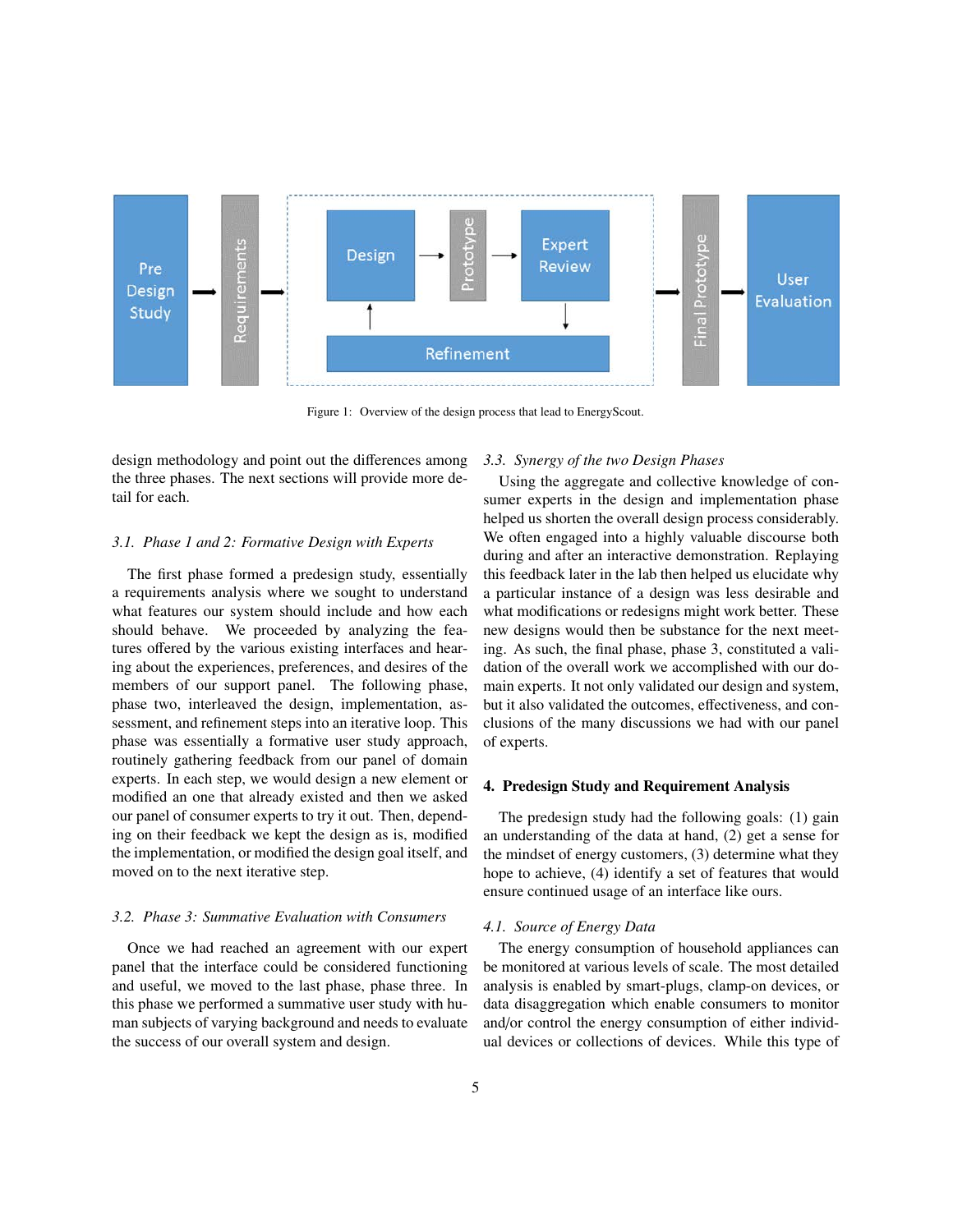Figure 1: Overview of the design process that lead to EnergyScout.

design methodology and point out the differences among the three phases. The next sections will provide more detail for each.

### 3.1. Phase 1 and 2: Formative Design with Experts

The first phase formed a predesign study, essentially a requirements analysis where we sought to understand what features our system should include and how each should behave. We proceeded by analyzing the features offered by the various existing interfaces and hearing about the experiences, preferences, and desires of the members of our support panel. The following phase, phase two, interleaved the design, implementation, assessment, and refinement steps into an iterative loop. This phase was essentially a formative user study approach, routinely gathering feedback from our panel of domain experts. In each step, we would design a new element or modified an one that already existed and then we asked our panel of consumer experts to try it out. Then, depending on their feedback we kept the design as is, modified the implementation, or modified the design goal itself, and moved on to the next iterative step.

### 3.2. Phase 3: Summative Evaluation with Consumers

Once we had reached an agreement with our expert panel that the interface could be considered functioning and useful, we moved to the last phase, phase three. In this phase we performed a summative user study with human subjects of varying background and needs to evaluate the success of our overall system and design.

### 3.3. Synergy of the two Design Phases

Using the aggregate and collective knowledge of consumer experts in the design and implementation phase helped us shorten the overall design process considerably. We often engaged into a highly valuable discourse both during and after an interactive demonstration. Replaying this feedback later in the lab then helped us elucidate why a particular instance of a design was less desirable and what modifications or redesigns might work better. These new designs would then be substance for the next meeting. As such, the final phase, phase 3, constituted a validation of the overall work we accomplished with our domain experts. It not only validated our design and system, but it also validated the outcomes, effectiveness, and conclusions of the many discussions we had with our panel of experts.

## 4. Predesign Study and Requirement Analysis

The predesign study had the following goals: (1) gain an understanding of the data at hand, (2) get a sense for the mindset of energy customers, (3) determine what they hope to achieve, (4) identify a set of features that would ensure continued usage of an interface like ours.

### 4.1. Source of Energy Data

The energy consumption of household appliances can be monitored at various levels of scale. The most detailed analysis is enabled by smart-plugs, clamp-on devices, or data disaggregation which enable consumers to monitor and/or control the energy consumption of either individual devices or collections of devices. While this type of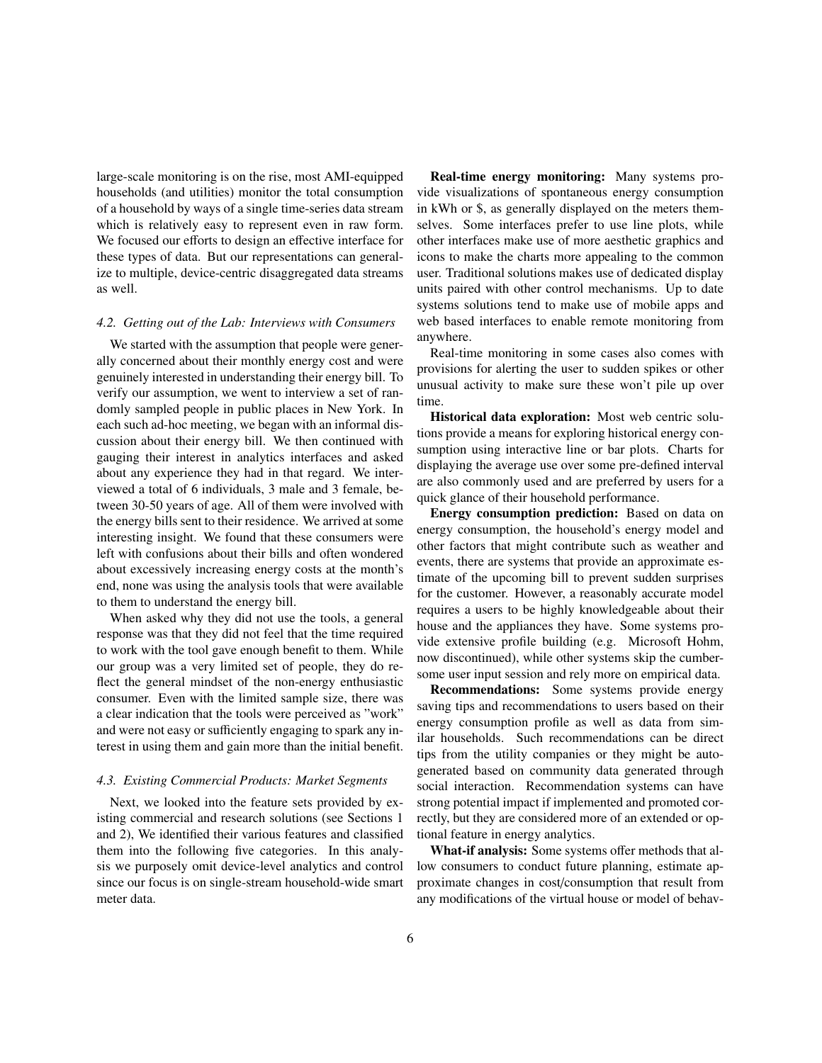large-scale monitoring is on the rise, most AMI-equipped households (and utilities) monitor the total consumption of a household by ways of a single time-series data stream which is relatively easy to represent even in raw form. We focused our efforts to design an effective interface for these types of data. But our representations can generalize to multiple, device-centric disaggregated data streams as well.

### *4.2. Getting out of the Lab: Interviews with Consumers*

We started with the assumption that people were generally concerned about their monthly energy cost and were genuinely interested in understanding their energy bill. To verify our assumption, we went to interview a set of randomly sampled people in public places in New York. In each such ad-hoc meeting, we began with an informal discussion about their energy bill. We then continued with gauging their interest in analytics interfaces and asked about any experience they had in that regard. We interviewed a total of 6 individuals, 3 male and 3 female, between 30-50 years of age. All of them were involved with the energy bills sent to their residence. We arrived at some interesting insight. We found that these consumers were left with confusions about their bills and often wondered about excessively increasing energy costs at the month's end, none was using the analysis tools that were available to them to understand the energy bill.

When asked why they did not use the tools, a general response was that they did not feel that the time required to work with the tool gave enough benefit to them. While our group was a very limited set of people, they do reflect the general mindset of the non-energy enthusiastic consumer. Even with the limited sample size, there was a clear indication that the tools were perceived as "work" and were not easy or sufficiently engaging to spark any interest in using them and gain more than the initial benefit.

### *4.3. Existing Commercial Products: Market Segments*

Next, we looked into the feature sets provided by existing commercial and research solutions (see Sections 1 and 2), We identified their various features and classified them into the following five categories. In this analysis we purposely omit device-level analytics and control since our focus is on single-stream household-wide smart meter data.

**Real-time energy monitoring:** Many systems provide visualizations of spontaneous energy consumption in kWh or $, as generally displayed on the meters themselves. Some interfaces prefer to use line plots, while other interfaces make use of more aesthetic graphics and icons to make the charts more appealing to the common user. Traditional solutions makes use of dedicated display units paired with other control mechanisms. Up to date systems solutions tend to make use of mobile apps and web based interfaces to enable remote monitoring from anywhere.

Real-time monitoring in some cases also comes with provisions for alerting the user to sudden spikes or other unusual activity to make sure these won't pile up over time.

**Historical data exploration:** Most web centric solutions provide a means for exploring historical energy consumption using interactive line or bar plots. Charts for displaying the average use over some pre-defined interval are also commonly used and are preferred by users for a quick glance of their household performance.

**Energy consumption prediction:** Based on data on energy consumption, the household's energy model and other factors that might contribute such as weather and events, there are systems that provide an approximate estimate of the upcoming bill to prevent sudden surprises for the customer. However, a reasonably accurate model requires a users to be highly knowledgeable about their house and the appliances they have. Some systems provide extensive profile building (e.g. Microsoft Hohm, now discontinued), while other systems skip the cumbersome user input session and rely more on empirical data.

**Recommendations:** Some systems provide energy saving tips and recommendations to users based on their energy consumption profile as well as data from similar households. Such recommendations can be direct tips from the utility companies or they might be auto-generated based on community data generated through social interaction. Recommendation systems can have strong potential impact if implemented and promoted correctly, but they are considered more of an extended or optional feature in energy analytics.

**What-if analysis:** Some systems offer methods that allow consumers to conduct future planning, estimate approximate changes in cost/consumption that result from any modifications of the virtual house or model of behav-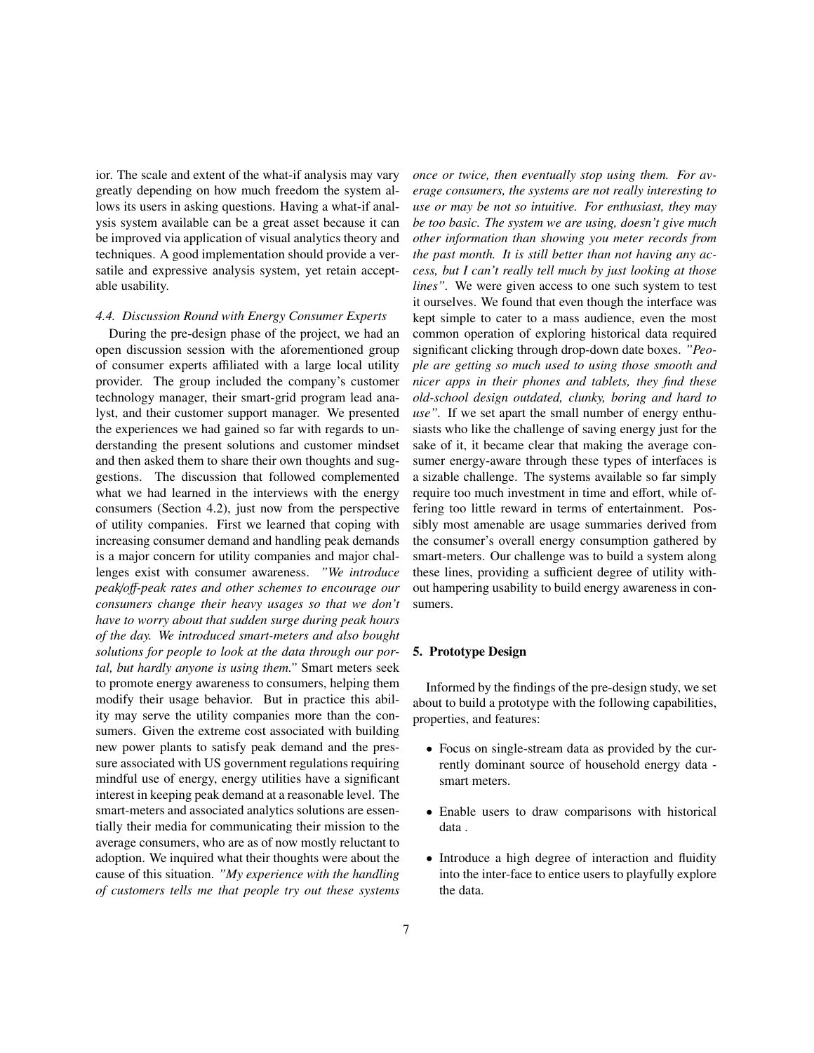ior. The scale and extent of the what-if analysis may vary greatly depending on how much freedom the system allows its users in asking questions. Having a what-if analysis system available can be a great asset because it can be improved via application of visual analytics theory and techniques. A good implementation should provide a versatile and expressive analysis system, yet retain acceptable usability.

### *4.4. Discussion Round with Energy Consumer Experts*

During the pre-design phase of the project, we had an open discussion session with the aforementioned group of consumer experts affiliated with a large local utility provider. The group included the company's customer technology manager, their smart-grid program lead analyst, and their customer support manager. We presented the experiences we had gained so far with regards to understanding the present solutions and customer mindset and then asked them to share their own thoughts and suggestions. The discussion that followed complemented what we had learned in the interviews with the energy consumers (Section 4.2), just now from the perspective of utility companies. First we learned that coping with increasing consumer demand and handling peak demands is a major concern for utility companies and major challenges exist with consumer awareness. *"We introduce peak/off-peak rates and other schemes to encourage our consumers change their heavy usages so that we don't have to worry about that sudden surge during peak hours of the day. We introduced smart-meters and also bought solutions for people to look at the data through our portal, but hardly anyone is using them."* Smart meters seek to promote energy awareness to consumers, helping them modify their usage behavior. But in practice this ability may serve the utility companies more than the consumers. Given the extreme cost associated with building new power plants to satisfy peak demand and the pressure associated with US government regulations requiring mindful use of energy, energy utilities have a significant interest in keeping peak demand at a reasonable level. The smart-meters and associated analytics solutions are essentially their media for communicating their mission to the average consumers, who are as of now mostly reluctant to adoption. We inquired what their thoughts were about the cause of this situation. *"My experience with the handling of customers tells me that people try out these systems once or twice, then eventually stop using them. For average consumers, the systems are not really interesting to use or may be not so intuitive. For enthusiast, they may be too basic. The system we are using, doesn't give much other information than showing you meter records from the past month. It is still better than not having any access, but I can't really tell much by just looking at those lines".* We were given access to one such system to test it ourselves. We found that even though the interface was kept simple to cater to a mass audience, even the most common operation of exploring historical data required significant clicking through drop-down date boxes. *"People are getting so much used to using those smooth and nicer apps in their phones and tablets, they find these old-school design outdated, clunky, boring and hard to use".* If we set apart the small number of energy enthusiasts who like the challenge of saving energy just for the sake of it, it became clear that making the average consumer energy-aware through these types of interfaces is a sizable challenge. The systems available so far simply require too much investment in time and effort, while offering too little reward in terms of entertainment. Possibly most amenable are usage summaries derived from the consumer's overall energy consumption gathered by smart-meters. Our challenge was to build a system along these lines, providing a sufficient degree of utility without hampering usability to build energy awareness in consumers.

## 5. Prototype Design

Informed by the findings of the pre-design study, we set about to build a prototype with the following capabilities, properties, and features:

- Focus on single-stream data as provided by the currently dominant source of household energy data - smart meters.
- Enable users to draw comparisons with historical data .
- Introduce a high degree of interaction and fluidity into the inter-face to entice users to playfully explore the data.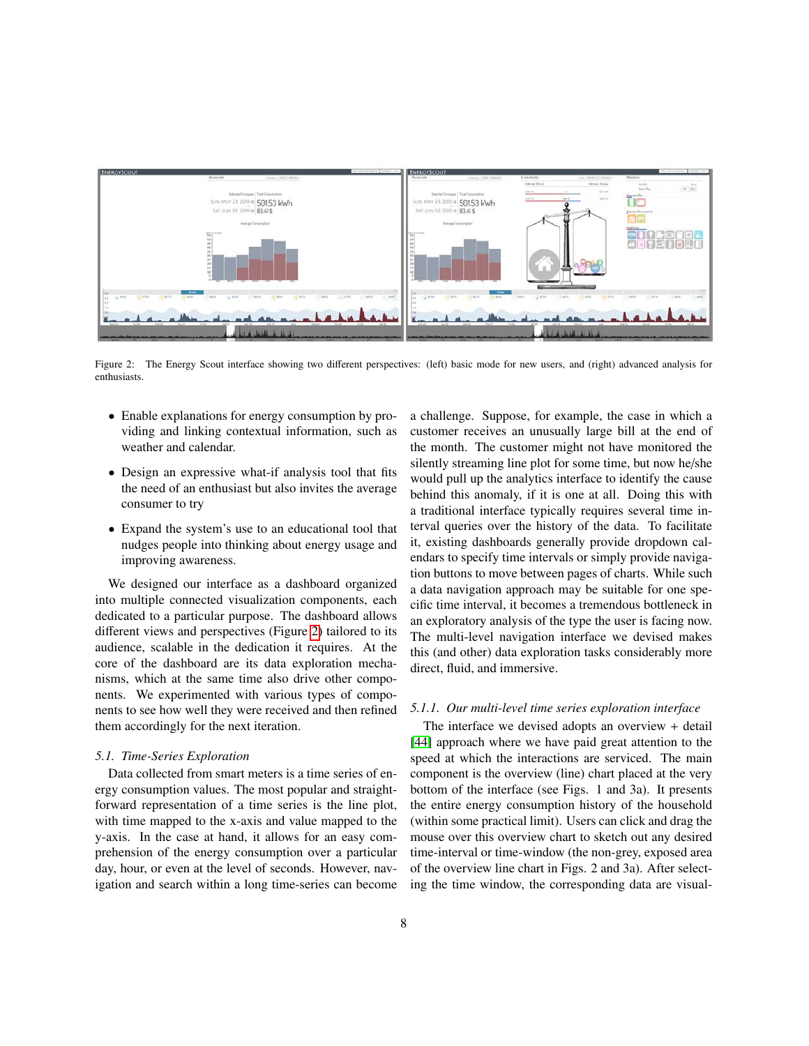Figure 2: The Energy Scout interface showing two different perspectives: (left) basic mode for new users, and (right) advanced analysis for enthusiasts.

- Enable explanations for energy consumption by providing and linking contextual information, such as weather and calendar.
- Design an expressive what-if analysis tool that fits the need of an enthusiast but also invites the average consumer to try
- Expand the system's use to an educational tool that nudges people into thinking about energy usage and improving awareness.

We designed our interface as a dashboard organized into multiple connected visualization components, each dedicated to a particular purpose. The dashboard allows different views and perspectives (Figure 2) tailored to its audience, scalable in the dedication it requires. At the core of the dashboard are its data exploration mechanisms, which at the same time also drive other components. We experimented with various types of components to see how well they were received and then refined them accordingly for the next iteration.

### 5.1. Time-Series Exploration

Data collected from smart meters is a time series of energy consumption values. The most popular and straightforward representation of a time series is the line plot, with time mapped to the x-axis and value mapped to the y-axis. In the case at hand, it allows for an easy comprehension of the energy consumption over a particular day, hour, or even at the level of seconds. However, navigation and search within a long time-series can become a challenge. Suppose, for example, the case in which a customer receives an unusually large bill at the end of the month. The customer might not have monitored the silently streaming line plot for some time, but now he/she would pull up the analytics interface to identify the cause behind this anomaly, if it is one at all. Doing this with a traditional interface typically requires several time interval queries over the history of the data. To facilitate it, existing dashboards generally provide dropdown calendars to specify time intervals or simply provide navigation buttons to move between pages of charts. While such a data navigation approach may be suitable for one specific time interval, it becomes a tremendous bottleneck in an exploratory analysis of the type the user is facing now. The multi-level navigation interface we devised makes this (and other) data exploration tasks considerably more direct, fluid, and immersive.

#### 5.1.1. Our multi-level time series exploration interface

The interface we devised adopts an overview + detail [44] approach where we have paid great attention to the speed at which the interactions are serviced. The main component is the overview (line) chart placed at the very bottom of the interface (see Figs. 1 and 3a). It presents the entire energy consumption history of the household (within some practical limit). Users can click and drag the mouse over this overview chart to sketch out any desired time-interval or time-window (the non-grey, exposed area of the overview line chart in Figs. 2 and 3a). After selecting the time window, the corresponding data are visual-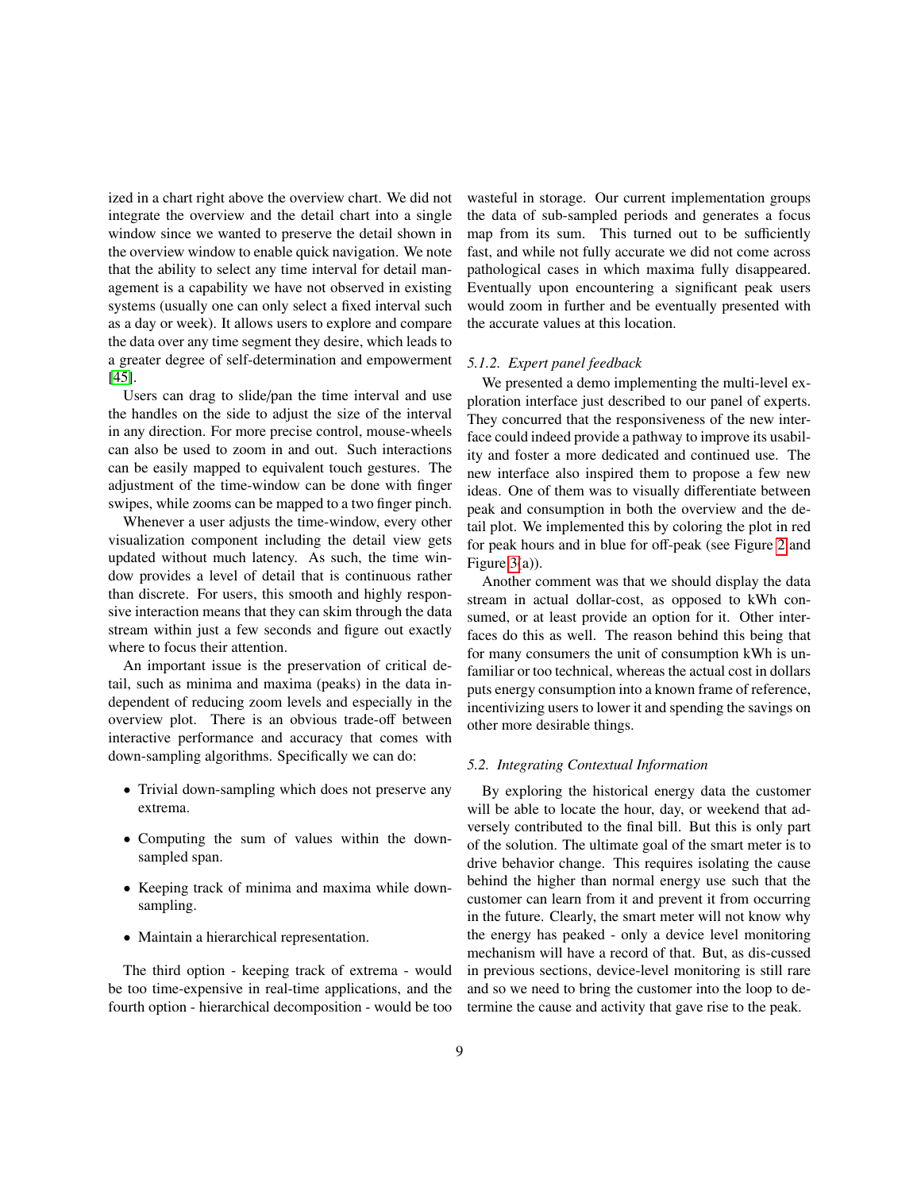ized in a chart right above the overview chart. We did not integrate the overview and the detail chart into a single window since we wanted to preserve the detail shown in the overview window to enable quick navigation. We note that the ability to select any time interval for detail management is a capability we have not observed in existing systems (usually one can only select a fixed interval such as a day or week). It allows users to explore and compare the data over any time segment they desire, which leads to a greater degree of self-determination and empowerment [45].

Users can drag to slide/pan the time interval and use the handles on the side to adjust the size of the interval in any direction. For more precise control, mouse-wheels can also be used to zoom in and out. Such interactions can be easily mapped to equivalent touch gestures. The adjustment of the time-window can be done with finger swipes, while zooms can be mapped to a two finger pinch.

Whenever a user adjusts the time-window, every other visualization component including the detail view gets updated without much latency. As such, the time window provides a level of detail that is continuous rather than discrete. For users, this smooth and highly responsive interaction means that they can skim through the data stream within just a few seconds and figure out exactly where to focus their attention.

An important issue is the preservation of critical detail, such as minima and maxima (peaks) in the data independent of reducing zoom levels and especially in the overview plot. There is an obvious trade-off between interactive performance and accuracy that comes with down-sampling algorithms. Specifically we can do:

- Trivial down-sampling which does not preserve any extrema.
- Computing the sum of values within the down-sampled span.
- Keeping track of minima and maxima while down-sampling.
- Maintain a hierarchical representation.

The third option - keeping track of extrema - would be too time-expensive in real-time applications, and the fourth option - hierarchical decomposition - would be too wasteful in storage. Our current implementation groups the data of sub-sampled periods and generates a focus map from its sum. This turned out to be sufficiently fast, and while not fully accurate we did not come across pathological cases in which maxima fully disappeared. Eventually upon encountering a significant peak users would zoom in further and be eventually presented with the accurate values at this location.

### *5.1.2. Expert panel feedback*

We presented a demo implementing the multi-level exploration interface just described to our panel of experts. They concurred that the responsiveness of the new interface could indeed provide a pathway to improve its usability and foster a more dedicated and continued use. The new interface also inspired them to propose a few new ideas. One of them was to visually differentiate between peak and consumption in both the overview and the detail plot. We implemented this by coloring the plot in red for peak hours and in blue for off-peak (see Figure 2 and Figure 3(a)).

Another comment was that we should display the data stream in actual dollar-cost, as opposed to kWh consumed, or at least provide an option for it. Other interfaces do this as well. The reason behind this being that for many consumers the unit of consumption kWh is unfamiliar or too technical, whereas the actual cost in dollars puts energy consumption into a known frame of reference, incentivizing users to lower it and spending the savings on other more desirable things.

## *5.2. Integrating Contextual Information*

By exploring the historical energy data the customer will be able to locate the hour, day, or weekend that adversely contributed to the final bill. But this is only part of the solution. The ultimate goal of the smart meter is to drive behavior change. This requires isolating the cause behind the higher than normal energy use such that the customer can learn from it and prevent it from occurring in the future. Clearly, the smart meter will not know why the energy has peaked - only a device level monitoring mechanism will have a record of that. But, as dis-cussed in previous sections, device-level monitoring is still rare and so we need to bring the customer into the loop to determine the cause and activity that gave rise to the peak.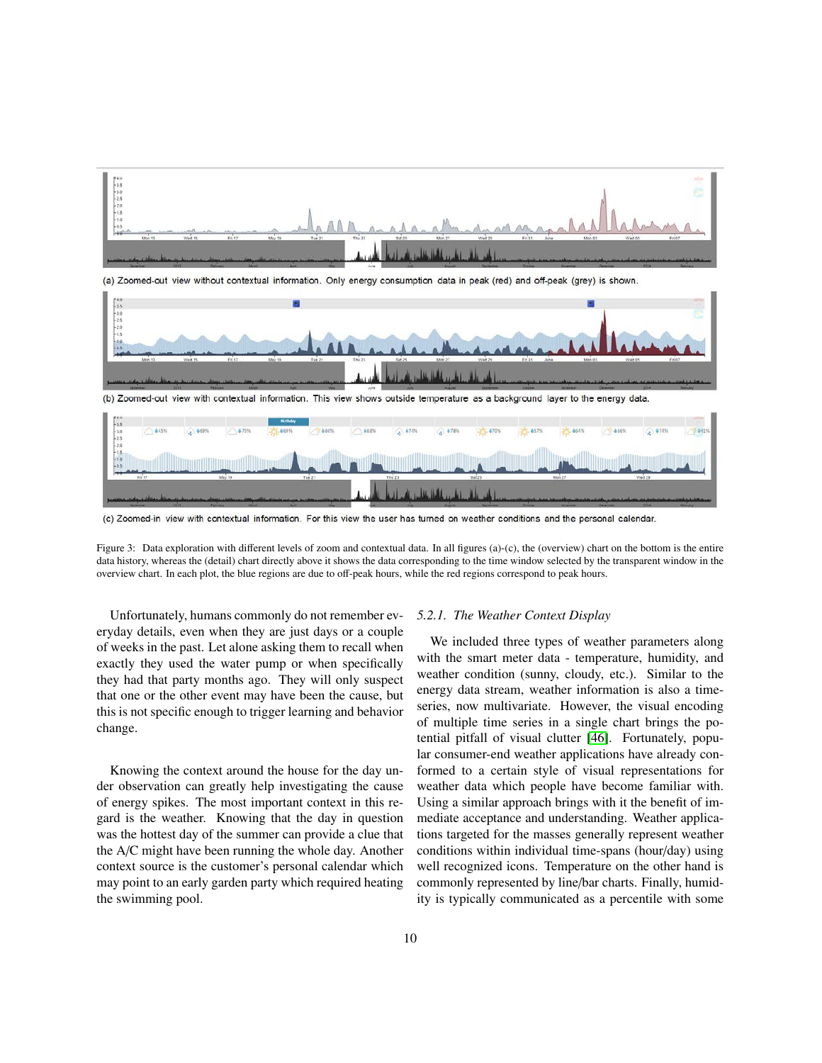(a) Zoomed-out view without contextual information. Only energy consumption data in peak (red) and off-peak (grey) is shown.

(b) Zoomed-out view with contextual information. This view shows outside temperature as a background layer to the energy data.

(c) Zoomed-in view with contextual information. For this view the user has turned on weather conditions and the personal calendar.

Figure 3: Data exploration with different levels of zoom and contextual data. In all figures (a)-(c), the (overview) chart on the bottom is the entire data history, whereas the (detail) chart directly above it shows the data corresponding to the time window selected by the transparent window in the overview chart. In each plot, the blue regions are due to off-peak hours, while the red regions correspond to peak hours.

Unfortunately, humans commonly do not remember everyday details, even when they are just days or a couple of weeks in the past. Let alone asking them to recall when exactly they used the water pump or when specifically they had that party months ago. They will only suspect that one or the other event may have been the cause, but this is not specific enough to trigger learning and behavior change.

Knowing the context around the house for the day under observation can greatly help investigating the cause of energy spikes. The most important context in this regard is the weather. Knowing that the day in question was the hottest day of the summer can provide a clue that the A/C might have been running the whole day. Another context source is the customer's personal calendar which may point to an early garden party which required heating the swimming pool.

#### *5.2.1. The Weather Context Display*

We included three types of weather parameters along with the smart meter data - temperature, humidity, and weather condition (sunny, cloudy, etc.). Similar to the energy data stream, weather information is also a time-series, now multivariate. However, the visual encoding of multiple time series in a single chart brings the potential pitfall of visual clutter [46]. Fortunately, popular consumer-end weather applications have already conformed to a certain style of visual representations for weather data which people have become familiar with. Using a similar approach brings with it the benefit of immediate acceptance and understanding. Weather applications targeted for the masses generally represent weather conditions within individual time-spans (hour/day) using well recognized icons. Temperature on the other hand is commonly represented by line/bar charts. Finally, humidity is typically communicated as a percentile with some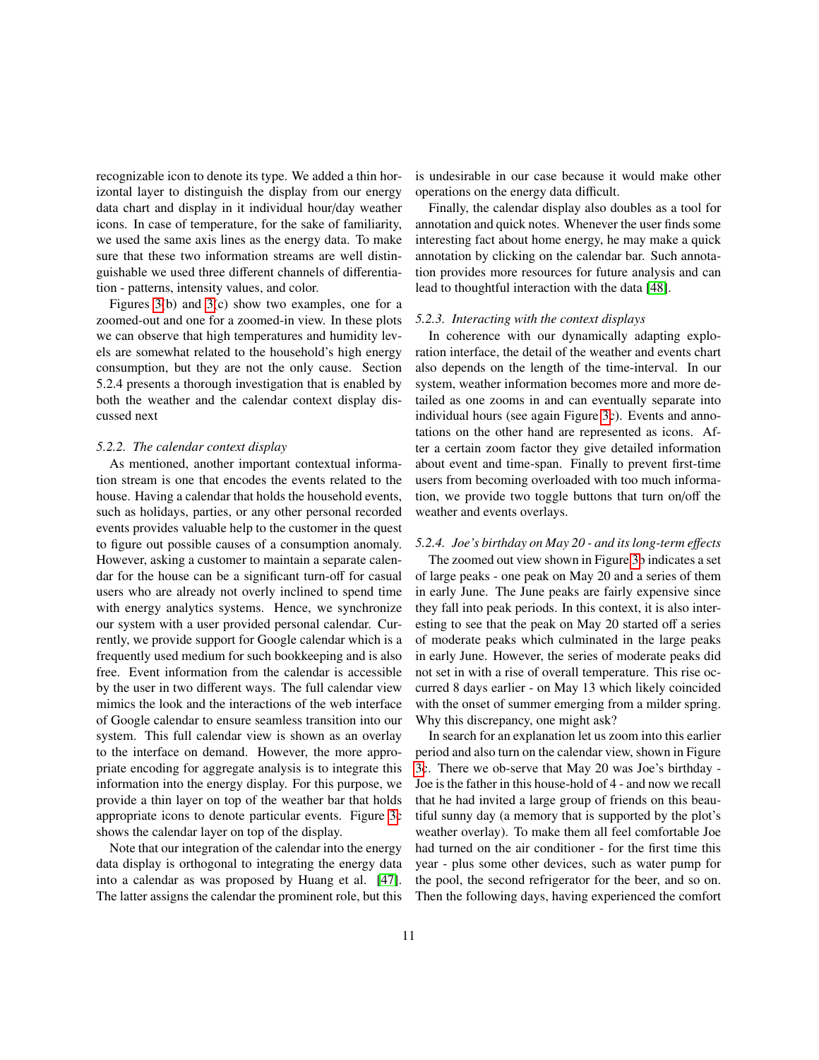recognizable icon to denote its type. We added a thin horizontal layer to distinguish the display from our energy data chart and display in it individual hour/day weather icons. In case of temperature, for the sake of familiarity, we used the same axis lines as the energy data. To make sure that these two information streams are well distinguishable we used three different channels of differentiation - patterns, intensity values, and color.

Figures 3(b) and 3(c) show two examples, one for a zoomed-out and one for a zoomed-in view. In these plots we can observe that high temperatures and humidity levels are somewhat related to the household's high energy consumption, but they are not the only cause. Section 5.2.4 presents a thorough investigation that is enabled by both the weather and the calendar context display discussed next

### 5.2.2. The calendar context display

As mentioned, another important contextual information stream is one that encodes the events related to the house. Having a calendar that holds the household events, such as holidays, parties, or any other personal recorded events provides valuable help to the customer in the quest to figure out possible causes of a consumption anomaly. However, asking a customer to maintain a separate calendar for the house can be a significant turn-off for casual users who are already not overly inclined to spend time with energy analytics systems. Hence, we synchronize our system with a user provided personal calendar. Currently, we provide support for Google calendar which is a frequently used medium for such bookkeeping and is also free. Event information from the calendar is accessible by the user in two different ways. The full calendar view mimics the look and the interactions of the web interface of Google calendar to ensure seamless transition into our system. This full calendar view is shown as an overlay to the interface on demand. However, the more appropriate encoding for aggregate analysis is to integrate this information into the energy display. For this purpose, we provide a thin layer on top of the weather bar that holds appropriate icons to denote particular events. Figure 3c shows the calendar layer on top of the display.

Note that our integration of the calendar into the energy data display is orthogonal to integrating the energy data into a calendar as was proposed by Huang et al. [47]. The latter assigns the calendar the prominent role, but this is undesirable in our case because it would make other operations on the energy data difficult.

Finally, the calendar display also doubles as a tool for annotation and quick notes. Whenever the user finds some interesting fact about home energy, he may make a quick annotation by clicking on the calendar bar. Such annotation provides more resources for future analysis and can lead to thoughtful interaction with the data [48].

### 5.2.3. Interacting with the context displays

In coherence with our dynamically adapting exploration interface, the detail of the weather and events chart also depends on the length of the time-interval. In our system, weather information becomes more and more detailed as one zooms in and can eventually separate into individual hours (see again Figure 3c). Events and annotations on the other hand are represented as icons. After a certain zoom factor they give detailed information about event and time-span. Finally to prevent first-time users from becoming overloaded with too much information, we provide two toggle buttons that turn on/off the weather and events overlays.

### 5.2.4. Joe's birthday on May 20 - and its long-term effects

The zoomed out view shown in Figure 3b indicates a set of large peaks - one peak on May 20 and a series of them in early June. The June peaks are fairly expensive since they fall into peak periods. In this context, it is also interesting to see that the peak on May 20 started off a series of moderate peaks which culminated in the large peaks in early June. However, the series of moderate peaks did not set in with a rise of overall temperature. This rise occurred 8 days earlier - on May 13 which likely coincided with the onset of summer emerging from a milder spring. Why this discrepancy, one might ask?

In search for an explanation let us zoom into this earlier period and also turn on the calendar view, shown in Figure 3c. There we ob-serve that May 20 was Joe's birthday - Joe is the father in this house-hold of 4 - and now we recall that he had invited a large group of friends on this beautiful sunny day (a memory that is supported by the plot's weather overlay). To make them all feel comfortable Joe had turned on the air conditioner - for the first time this year - plus some other devices, such as water pump for the pool, the second refrigerator for the beer, and so on. Then the following days, having experienced the comfort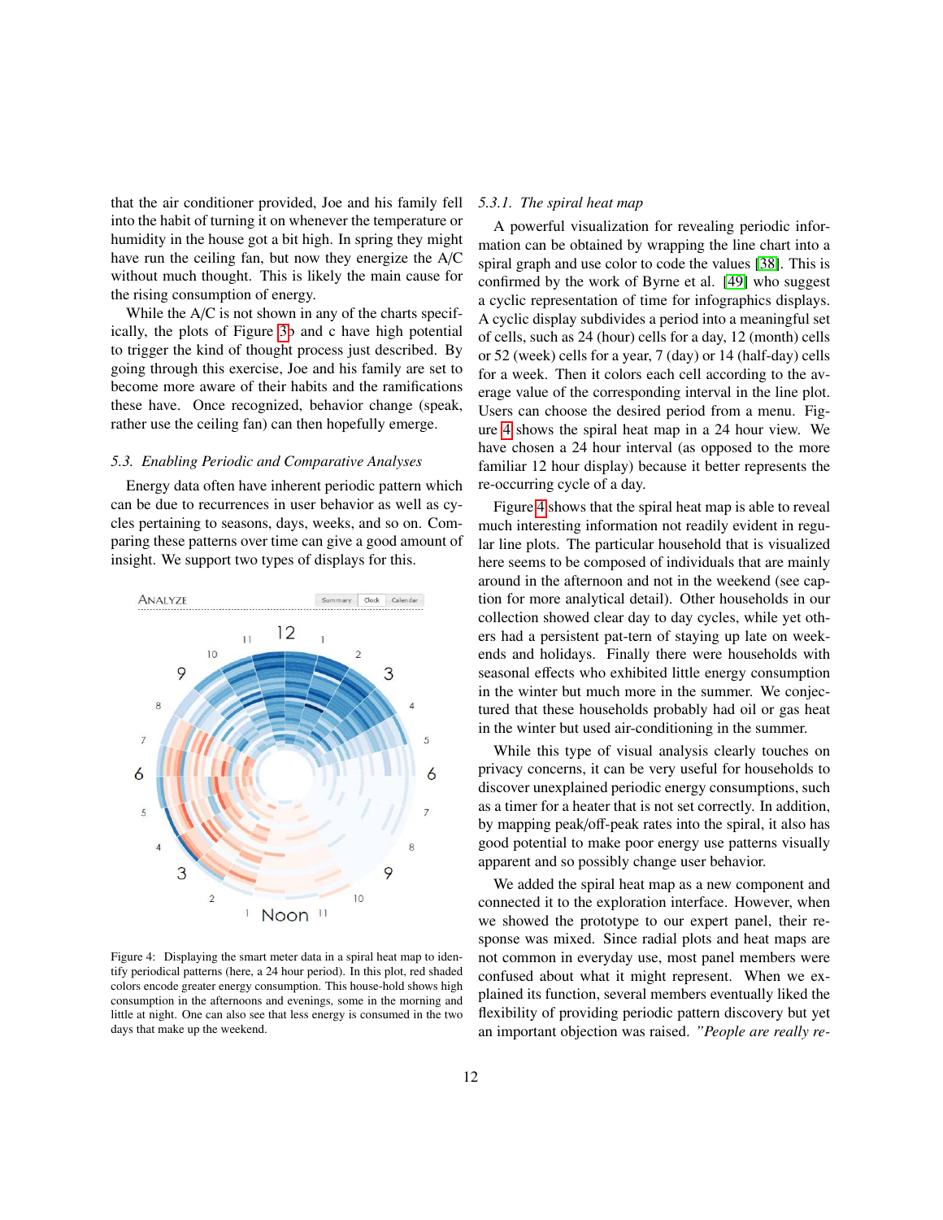that the air conditioner provided, Joe and his family fell into the habit of turning it on whenever the temperature or humidity in the house got a bit high. In spring they might have run the ceiling fan, but now they energize the A/C without much thought. This is likely the main cause for the rising consumption of energy.

While the A/C is not shown in any of the charts specifically, the plots of Figure 3b and c have high potential to trigger the kind of thought process just described. By going through this exercise, Joe and his family are set to become more aware of their habits and the ramifications these have. Once recognized, behavior change (speak, rather use the ceiling fan) can then hopefully emerge.

### 5.3. Enabling Periodic and Comparative Analyses

Energy data often have inherent periodic pattern which can be due to recurrences in user behavior as well as cycles pertaining to seasons, days, weeks, and so on. Comparing these patterns over time can give a good amount of insight. We support two types of displays for this.

Figure 4: Displaying the smart meter data in a spiral heat map to identify periodical patterns (here, a 24 hour period). In this plot, red shaded colors encode greater energy consumption. This house-hold shows high consumption in the afternoons and evenings, some in the morning and little at night. One can also see that less energy is consumed in the two days that make up the weekend.

#### 5.3.1. The spiral heat map

A powerful visualization for revealing periodic information can be obtained by wrapping the line chart into a spiral graph and use color to code the values [38]. This is confirmed by the work of Byrne et al. [49] who suggest a cyclic representation of time for infographics displays. A cyclic display subdivides a period into a meaningful set of cells, such as 24 (hour) cells for a day, 12 (month) cells or 52 (week) cells for a year, 7 (day) or 14 (half-day) cells for a week. Then it colors each cell according to the average value of the corresponding interval in the line plot. Users can choose the desired period from a menu. Figure 4 shows the spiral heat map in a 24 hour view. We have chosen a 24 hour interval (as opposed to the more familiar 12 hour display) because it better represents the re-occurring cycle of a day.

Figure 4 shows that the spiral heat map is able to reveal much interesting information not readily evident in regular line plots. The particular household that is visualized here seems to be composed of individuals that are mainly around in the afternoon and not in the weekend (see caption for more analytical detail). Other households in our collection showed clear day to day cycles, while yet others had a persistent pat-tern of staying up late on weekends and holidays. Finally there were households with seasonal effects who exhibited little energy consumption in the winter but much more in the summer. We conjectured that these households probably had oil or gas heat in the winter but used air-conditioning in the summer.

While this type of visual analysis clearly touches on privacy concerns, it can be very useful for households to discover unexplained periodic energy consumptions, such as a timer for a heater that is not set correctly. In addition, by mapping peak/off-peak rates into the spiral, it also has good potential to make poor energy use patterns visually apparent and so possibly change user behavior.

We added the spiral heat map as a new component and connected it to the exploration interface. However, when we showed the prototype to our expert panel, their response was mixed. Since radial plots and heat maps are not common in everyday use, most panel members were confused about what it might represent. When we explained its function, several members eventually liked the flexibility of providing periodic pattern discovery but yet an important objection was raised. *"People are really re-*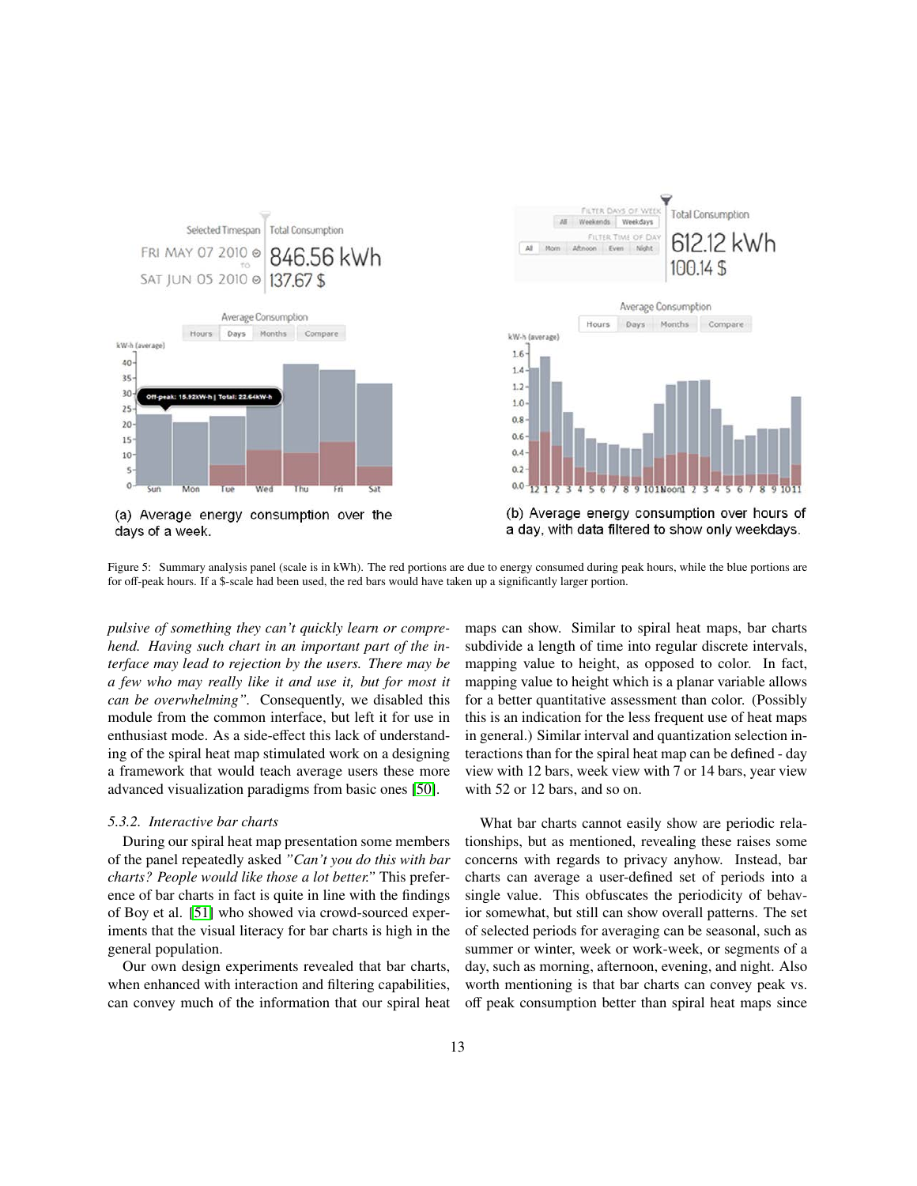(a) Average energy consumption over the days of a week.

(b) Average energy consumption over hours of a day, with data filtered to show only weekdays.

Figure 5: Summary analysis panel (scale is in kWh). The red portions are due to energy consumed during peak hours, while the blue portions are for off-peak hours. If a $-scale had been used, the red bars would have taken up a significantly larger portion.

*pulsive of something they can't quickly learn or comprehend. Having such chart in an important part of the interface may lead to rejection by the users. There may be a few who may really like it and use it, but for most it can be overwhelming"*. Consequently, we disabled this module from the common interface, but left it for use in enthusiast mode. As a side-effect this lack of understanding of the spiral heat map stimulated work on a designing a framework that would teach average users these more advanced visualization paradigms from basic ones [50].

### 5.3.2. Interactive bar charts

During our spiral heat map presentation some members of the panel repeatedly asked *"Can't you do this with bar charts? People would like those a lot better."* This preference of bar charts in fact is quite in line with the findings of Boy et al. [51] who showed via crowd-sourced experiments that the visual literacy for bar charts is high in the general population.

Our own design experiments revealed that bar charts, when enhanced with interaction and filtering capabilities, can convey much of the information that our spiral heat maps can show. Similar to spiral heat maps, bar charts subdivide a length of time into regular discrete intervals, mapping value to height, as opposed to color. In fact, mapping value to height which is a planar variable allows for a better quantitative assessment than color. (Possibly this is an indication for the less frequent use of heat maps in general.) Similar interval and quantization selection interactions than for the spiral heat map can be defined - day view with 12 bars, week view with 7 or 14 bars, year view with 52 or 12 bars, and so on.

What bar charts cannot easily show are periodic relationships, but as mentioned, revealing these raises some concerns with regards to privacy anyhow. Instead, bar charts can average a user-defined set of periods into a single value. This obfuscates the periodicity of behavior somewhat, but still can show overall patterns. The set of selected periods for averaging can be seasonal, such as summer or winter, week or work-week, or segments of a day, such as morning, afternoon, evening, and night. Also worth mentioning is that bar charts can convey peak vs. off peak consumption better than spiral heat maps since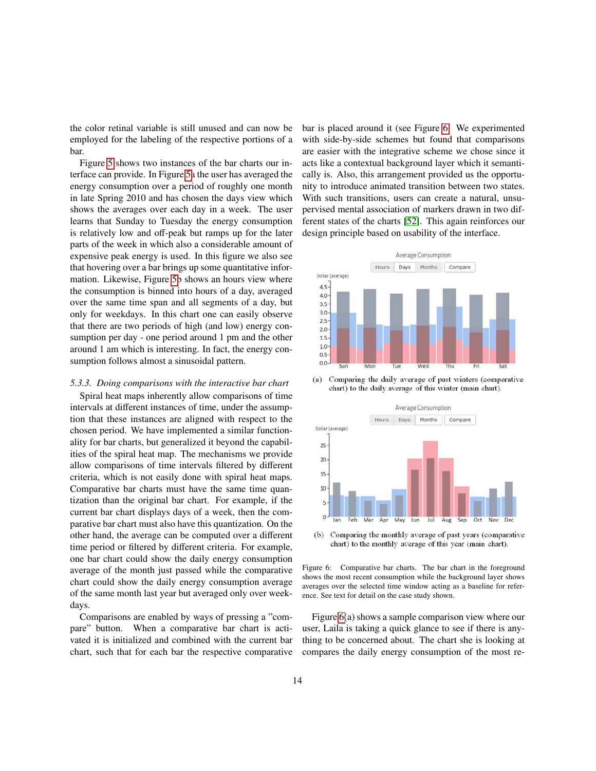the color retinal variable is still unused and can now be employed for the labeling of the respective portions of a bar.

Figure 5 shows two instances of the bar charts our interface can provide. In Figure 5a the user has averaged the energy consumption over a period of roughly one month in late Spring 2010 and has chosen the days view which shows the averages over each day in a week. The user learns that Sunday to Tuesday the energy consumption is relatively low and off-peak but ramps up for the later parts of the week in which also a considerable amount of expensive peak energy is used. In this figure we also see that hovering over a bar brings up some quantitative information. Likewise, Figure 5b shows an hours view where the consumption is binned into hours of a day, averaged over the same time span and all segments of a day, but only for weekdays. In this chart one can easily observe that there are two periods of high (and low) energy consumption per day - one period around 1 pm and the other around 1 am which is interesting. In fact, the energy consumption follows almost a sinusoidal pattern.

### 5.3.3. Doing comparisons with the interactive bar chart

Spiral heat maps inherently allow comparisons of time intervals at different instances of time, under the assumption that these instances are aligned with respect to the chosen period. We have implemented a similar functionality for bar charts, but generalized it beyond the capabilities of the spiral heat map. The mechanisms we provide allow comparisons of time intervals filtered by different criteria, which is not easily done with spiral heat maps. Comparative bar charts must have the same time quantization than the original bar chart. For example, if the current bar chart displays days of a week, then the comparative bar chart must also have this quantization. On the other hand, the average can be computed over a different time period or filtered by different criteria. For example, one bar chart could show the daily energy consumption average of the month just passed while the comparative chart could show the daily energy consumption average of the same month last year but averaged only over weekdays.

Comparisons are enabled by ways of pressing a "compare" button. When a comparative bar chart is activated it is initialized and combined with the current bar chart, such that for each bar the respective comparative bar is placed around it (see Figure 6). We experimented with side-by-side schemes but found that comparisons are easier with the integrative scheme we chose since it acts like a contextual background layer which semantically is. Also, this arrangement provided us the opportunity to introduce animated transition between two states. With such transitions, users can create a natural, unsupervised mental association of markers drawn in two different states of the charts [52]. This again reinforces our design principle based on usability of the interface.

(a) Comparing the daily average of past winters (comparative chart) to the daily average of this winter (main chart).

(b) Comparing the monthly average of past years (comparative chart) to the monthly average of this year (main chart).

Figure 6: Comparative bar charts. The bar chart in the foreground shows the most recent consumption while the background layer shows averages over the selected time window acting as a baseline for reference. See text for detail on the case study shown.

Figure 6(a) shows a sample comparison view where our user, Laila is taking a quick glance to see if there is anything to be concerned about. The chart she is looking at compares the daily energy consumption of the most re-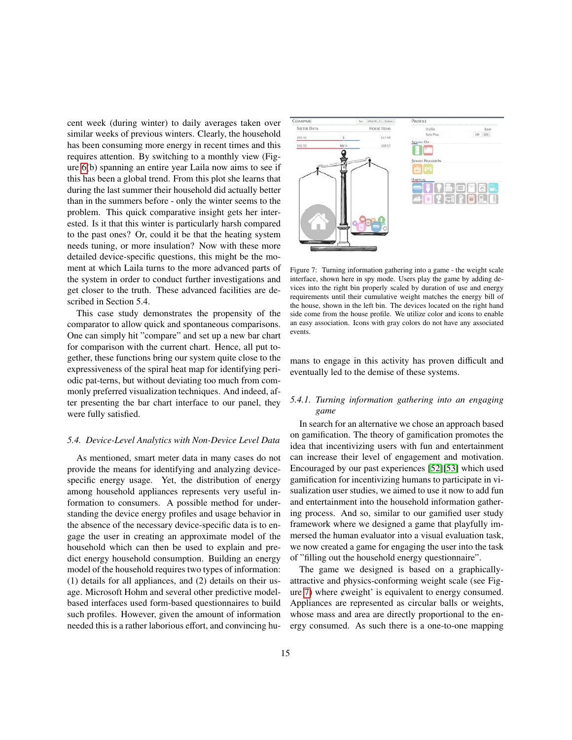cent week (during winter) to daily averages taken over similar weeks of previous winters. Clearly, the household has been consuming more energy in recent times and this requires attention. By switching to a monthly view (Figure 6(b) spanning an entire year Laila now aims to see if this has been a global trend. From this plot she learns that during the last summer their household did actually better than in the summers before - only the winter seems to the problem. This quick comparative insight gets her interested. Is it that this winter is particularly harsh compared to the past ones? Or, could it be that the heating system needs tuning, or more insulation? Now with these more detailed device-specific questions, this might be the moment at which Laila turns to the more advanced parts of the system in order to conduct further investigations and get closer to the truth. These advanced facilities are described in Section 5.4.

This case study demonstrates the propensity of the comparator to allow quick and spontaneous comparisons. One can simply hit "compare" and set up a new bar chart for comparison with the current chart. Hence, all put together, these functions bring our system quite close to the expressiveness of the spiral heat map for identifying periodic pat-terns, but without deviating too much from commonly preferred visualization techniques. And indeed, after presenting the bar chart interface to our panel, they were fully satisfied.

### 5.4. Device-Level Analytics with Non-Device Level Data

As mentioned, smart meter data in many cases do not provide the means for identifying and analyzing device-specific energy usage. Yet, the distribution of energy among household appliances represents very useful information to consumers. A possible method for understanding the device energy profiles and usage behavior in the absence of the necessary device-specific data is to engage the user in creating an approximate model of the household which can then be used to explain and predict energy household consumption. Building an energy model of the household requires two types of information: (1) details for all appliances, and (2) details on their usage. Microsoft Hohm and several other predictive model-based interfaces used form-based questionnaires to build such profiles. However, given the amount of information needed this is a rather laborious effort, and convincing humans to engage in this activity has proven difficult and eventually led to the demise of these systems.

Figure 7: Turning information gathering into a game - the weight scale interface, shown here in spy mode. Users play the game by adding devices into the right bin properly scaled by duration of use and energy requirements until their cumulative weight matches the energy bill of the house, shown in the left bin. The devices located on the right hand side come from the house profile. We utilize color and icons to enable an easy association. Icons with gray colors do not have any associated events.

#### 5.4.1. Turning information gathering into an engaging game

In search for an alternative we chose an approach based on gamification. The theory of gamification promotes the idea that incentivizing users with fun and entertainment can increase their level of engagement and motivation. Encouraged by our past experiences [52][53] which used gamification for incentivizing humans to participate in visualization user studies, we aimed to use it now to add fun and entertainment into the household information gathering process. And so, similar to our gamified user study framework where we designed a game that playfully immersed the human evaluator into a visual evaluation task, we now created a game for engaging the user into the task of "filling out the household energy questionnaire".

The game we designed is based on a graphically-attractive and physics-conforming weight scale (see Figure 7) where ¢weight' is equivalent to energy consumed. Appliances are represented as circular balls or weights, whose mass and area are directly proportional to the energy consumed. As such there is a one-to-one mapping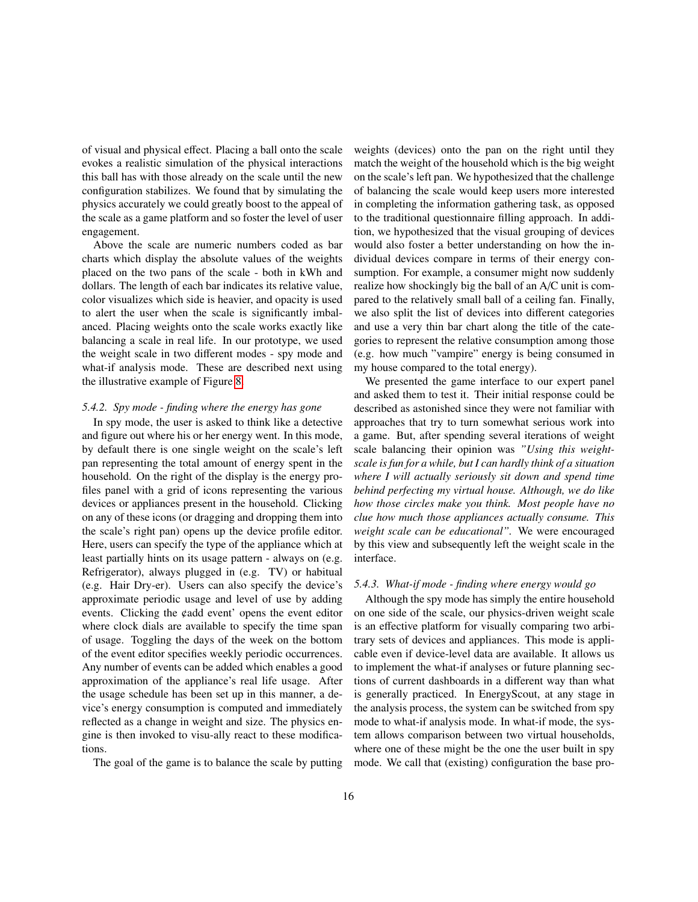of visual and physical effect. Placing a ball onto the scale evokes a realistic simulation of the physical interactions this ball has with those already on the scale until the new configuration stabilizes. We found that by simulating the physics accurately we could greatly boost to the appeal of the scale as a game platform and so foster the level of user engagement.

Above the scale are numeric numbers coded as bar charts which display the absolute values of the weights placed on the two pans of the scale - both in kWh and dollars. The length of each bar indicates its relative value, color visualizes which side is heavier, and opacity is used to alert the user when the scale is significantly imbalanced. Placing weights onto the scale works exactly like balancing a scale in real life. In our prototype, we used the weight scale in two different modes - spy mode and what-if analysis mode. These are described next using the illustrative example of Figure 8.

### 5.4.2. Spy mode - finding where the energy has gone

In spy mode, the user is asked to think like a detective and figure out where his or her energy went. In this mode, by default there is one single weight on the scale's left pan representing the total amount of energy spent in the household. On the right of the display is the energy profiles panel with a grid of icons representing the various devices or appliances present in the household. Clicking on any of these icons (or dragging and dropping them into the scale's right pan) opens up the device profile editor. Here, users can specify the type of the appliance which at least partially hints on its usage pattern - always on (e.g. Refrigerator), always plugged in (e.g. TV) or habitual (e.g. Hair Dry-er). Users can also specify the device's approximate periodic usage and level of use by adding events. Clicking the ¢add event' opens the event editor where clock dials are available to specify the time span of usage. Toggling the days of the week on the bottom of the event editor specifies weekly periodic occurrences. Any number of events can be added which enables a good approximation of the appliance's real life usage. After the usage schedule has been set up in this manner, a device's energy consumption is computed and immediately reflected as a change in weight and size. The physics engine is then invoked to visu-ally react to these modifications.

The goal of the game is to balance the scale by putting weights (devices) onto the pan on the right until they match the weight of the household which is the big weight on the scale's left pan. We hypothesized that the challenge of balancing the scale would keep users more interested in completing the information gathering task, as opposed to the traditional questionnaire filling approach. In addition, we hypothesized that the visual grouping of devices would also foster a better understanding on how the individual devices compare in terms of their energy consumption. For example, a consumer might now suddenly realize how shockingly big the ball of an A/C unit is compared to the relatively small ball of a ceiling fan. Finally, we also split the list of devices into different categories and use a very thin bar chart along the title of the categories to represent the relative consumption among those (e.g. how much "vampire" energy is being consumed in my house compared to the total energy).

We presented the game interface to our expert panel and asked them to test it. Their initial response could be described as astonished since they were not familiar with approaches that try to turn somewhat serious work into a game. But, after spending several iterations of weight scale balancing their opinion was *"Using this weight-scale is fun for a while, but I can hardly think of a situation where I will actually seriously sit down and spend time behind perfecting my virtual house. Although, we do like how those circles make you think. Most people have no clue how much those appliances actually consume. This weight scale can be educational"*. We were encouraged by this view and subsequently left the weight scale in the interface.

### 5.4.3. What-if mode - finding where energy would go

Although the spy mode has simply the entire household on one side of the scale, our physics-driven weight scale is an effective platform for visually comparing two arbitrary sets of devices and appliances. This mode is applicable even if device-level data are available. It allows us to implement the what-if analyses or future planning sections of current dashboards in a different way than what is generally practiced. In EnergyScout, at any stage in the analysis process, the system can be switched from spy mode to what-if analysis mode. In what-if mode, the system allows comparison between two virtual households, where one of these might be the one the user built in spy mode. We call that (existing) configuration the base pro-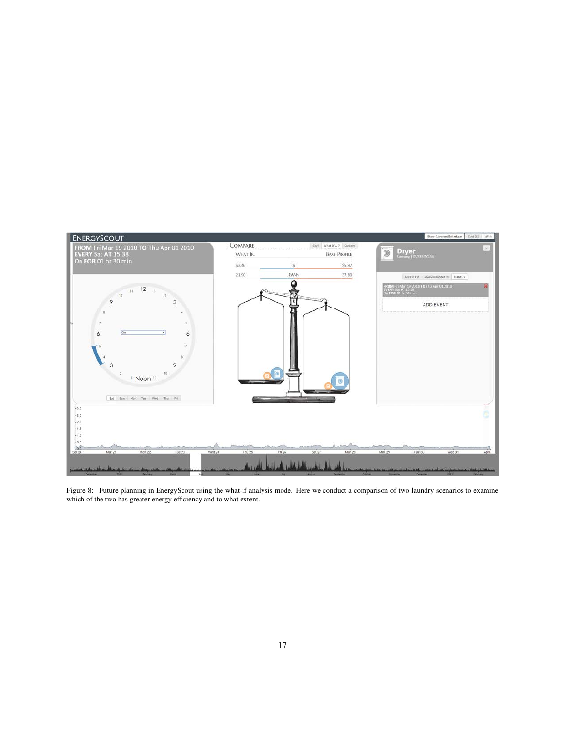Figure 8: Future planning in EnergyScout using the what-if analysis mode. Here we conduct a comparison of two laundry scenarios to examine which of the two has greater energy efficiency and to what extent.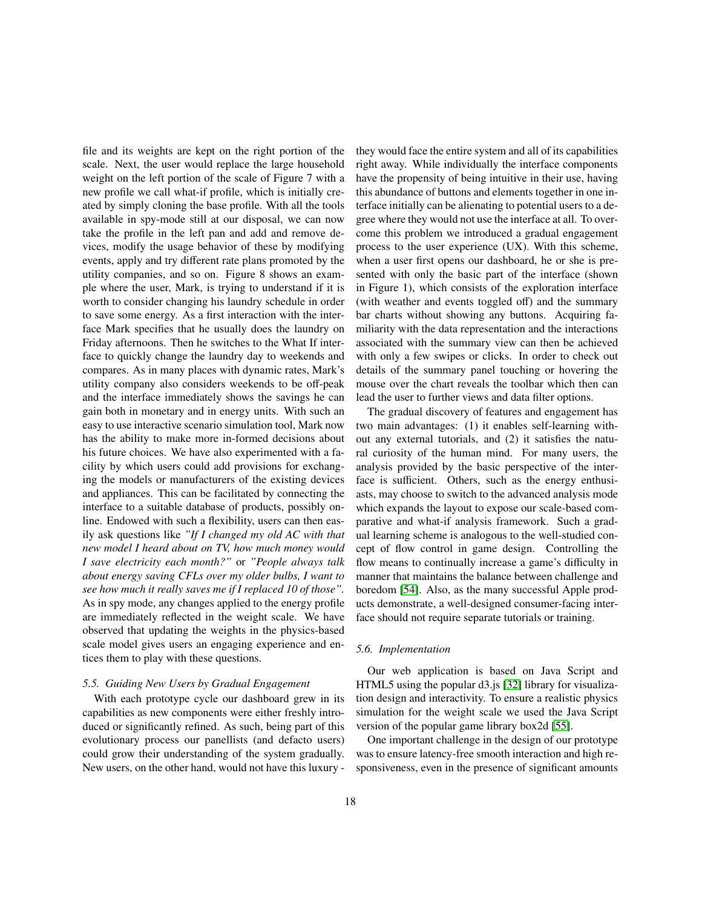file and its weights are kept on the right portion of the scale. Next, the user would replace the large household weight on the left portion of the scale of Figure 7 with a new profile we call what-if profile, which is initially created by simply cloning the base profile. With all the tools available in spy-mode still at our disposal, we can now take the profile in the left pan and add and remove devices, modify the usage behavior of these by modifying events, apply and try different rate plans promoted by the utility companies, and so on. Figure 8 shows an example where the user, Mark, is trying to understand if it is worth to consider changing his laundry schedule in order to save some energy. As a first interaction with the interface Mark specifies that he usually does the laundry on Friday afternoons. Then he switches to the What If interface to quickly change the laundry day to weekends and compares. As in many places with dynamic rates, Mark's utility company also considers weekends to be off-peak and the interface immediately shows the savings he can gain both in monetary and in energy units. With such an easy to use interactive scenario simulation tool, Mark now has the ability to make more in-formed decisions about his future choices. We have also experimented with a facility by which users could add provisions for exchanging the models or manufacturers of the existing devices and appliances. This can be facilitated by connecting the interface to a suitable database of products, possibly online. Endowed with such a flexibility, users can then easily ask questions like *"If I changed my old AC with that new model I heard about on TV, how much money would I save electricity each month?"* or *"People always talk about energy saving CFLs over my older bulbs, I want to see how much it really saves me if I replaced 10 of those"*. As in spy mode, any changes applied to the energy profile are immediately reflected in the weight scale. We have observed that updating the weights in the physics-based scale model gives users an engaging experience and entices them to play with these questions.

### *5.5. Guiding New Users by Gradual Engagement*

With each prototype cycle our dashboard grew in its capabilities as new components were either freshly introduced or significantly refined. As such, being part of this evolutionary process our panellists (and defacto users) could grow their understanding of the system gradually. New users, on the other hand, would not have this luxury - they would face the entire system and all of its capabilities right away. While individually the interface components have the propensity of being intuitive in their use, having this abundance of buttons and elements together in one interface initially can be alienating to potential users to a degree where they would not use the interface at all. To overcome this problem we introduced a gradual engagement process to the user experience (UX). With this scheme, when a user first opens our dashboard, he or she is presented with only the basic part of the interface (shown in Figure 1), which consists of the exploration interface (with weather and events toggled off) and the summary bar charts without showing any buttons. Acquiring familiarity with the data representation and the interactions associated with the summary view can then be achieved with only a few swipes or clicks. In order to check out details of the summary panel touching or hovering the mouse over the chart reveals the toolbar which then can lead the user to further views and data filter options.

The gradual discovery of features and engagement has two main advantages: (1) it enables self-learning without any external tutorials, and (2) it satisfies the natural curiosity of the human mind. For many users, the analysis provided by the basic perspective of the interface is sufficient. Others, such as the energy enthusiasts, may choose to switch to the advanced analysis mode which expands the layout to expose our scale-based comparative and what-if analysis framework. Such a gradual learning scheme is analogous to the well-studied concept of flow control in game design. Controlling the flow means to continually increase a game's difficulty in manner that maintains the balance between challenge and boredom [54]. Also, as the many successful Apple products demonstrate, a well-designed consumer-facing interface should not require separate tutorials or training.

### *5.6. Implementation*

Our web application is based on Java Script and HTML5 using the popular d3.js [32] library for visualization design and interactivity. To ensure a realistic physics simulation for the weight scale we used the Java Script version of the popular game library box2d [55].

One important challenge in the design of our prototype was to ensure latency-free smooth interaction and high responsiveness, even in the presence of significant amounts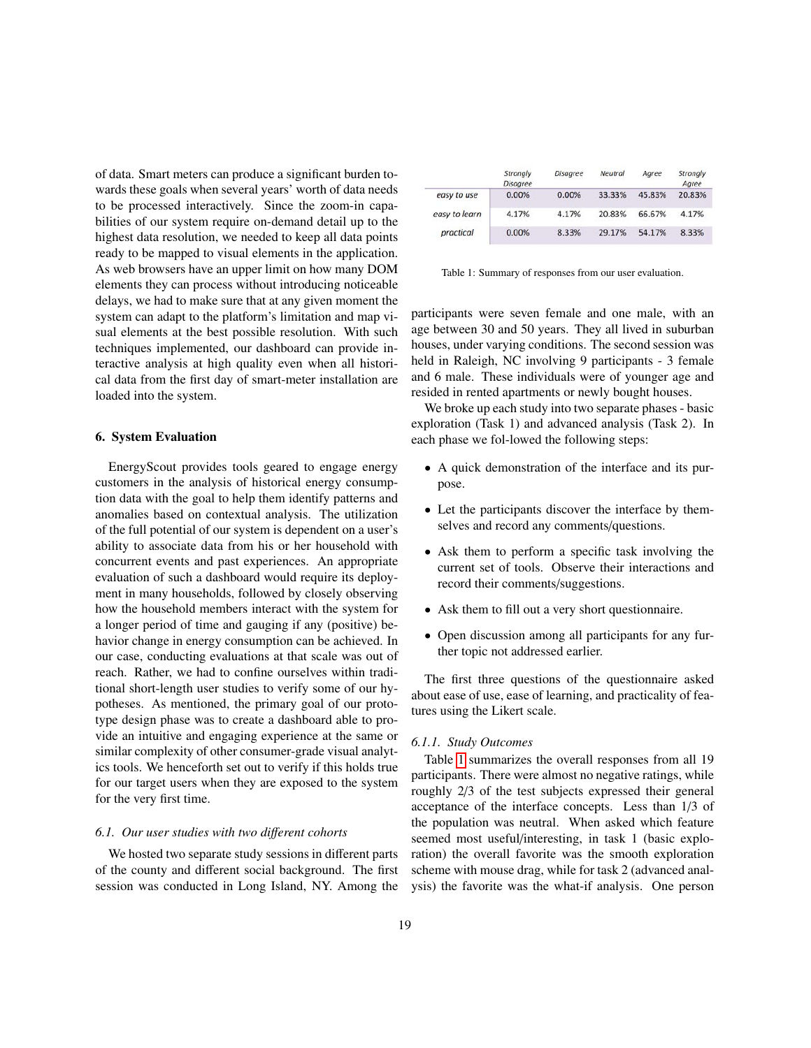of data. Smart meters can produce a significant burden towards these goals when several years' worth of data needs to be processed interactively. Since the zoom-in capabilities of our system require on-demand detail up to the highest data resolution, we needed to keep all data points ready to be mapped to visual elements in the application. As web browsers have an upper limit on how many DOM elements they can process without introducing noticeable delays, we had to make sure that at any given moment the system can adapt to the platform's limitation and map visual elements at the best possible resolution. With such techniques implemented, our dashboard can provide interactive analysis at high quality even when all historical data from the first day of smart-meter installation are loaded into the system.

## 6. System Evaluation

EnergyScout provides tools geared to engage energy customers in the analysis of historical energy consumption data with the goal to help them identify patterns and anomalies based on contextual analysis. The utilization of the full potential of our system is dependent on a user's ability to associate data from his or her household with concurrent events and past experiences. An appropriate evaluation of such a dashboard would require its deployment in many households, followed by closely observing how the household members interact with the system for a longer period of time and gauging if any (positive) behavior change in energy consumption can be achieved. In our case, conducting evaluations at that scale was out of reach. Rather, we had to confine ourselves within traditional short-length user studies to verify some of our hypotheses. As mentioned, the primary goal of our prototype design phase was to create a dashboard able to provide an intuitive and engaging experience at the same or similar complexity of other consumer-grade visual analytics tools. We henceforth set out to verify if this holds true for our target users when they are exposed to the system for the very first time.

### 6.1. Our user studies with two different cohorts

We hosted two separate study sessions in different parts of the county and different social background. The first session was conducted in Long Island, NY. Among the participants were seven female and one male, with an age between 30 and 50 years. They all lived in suburban houses, under varying conditions. The second session was held in Raleigh, NC involving 9 participants - 3 female and 6 male. These individuals were of younger age and resided in rented apartments or newly bought houses.

|  | Strongly Disagree | Disagree | Neutral | Agree | Strongly Agree |
|---|---|---|---|---|---|
| easy to use | 0.00% | 0.00% | 33.33% | 45.83% | 20.83% |
| easy to learn | 4.17% | 4.17% | 20.83% | 66.67% | 4.17% |
| practical | 0.00% | 8.33% | 29.17% | 54.17% | 8.33% |

Table 1: Summary of responses from our user evaluation.

We broke up each study into two separate phases - basic exploration (Task 1) and advanced analysis (Task 2). In each phase we fol-lowed the following steps:

- A quick demonstration of the interface and its purpose.
- Let the participants discover the interface by themselves and record any comments/questions.
- Ask them to perform a specific task involving the current set of tools. Observe their interactions and record their comments/suggestions.
- Ask them to fill out a very short questionnaire.
- Open discussion among all participants for any further topic not addressed earlier.

The first three questions of the questionnaire asked about ease of use, ease of learning, and practicality of features using the Likert scale.

#### 6.1.1. Study Outcomes

Table 1 summarizes the overall responses from all 19 participants. There were almost no negative ratings, while roughly 2/3 of the test subjects expressed their general acceptance of the interface concepts. Less than 1/3 of the population was neutral. When asked which feature seemed most useful/interesting, in task 1 (basic exploration) the overall favorite was the smooth exploration scheme with mouse drag, while for task 2 (advanced analysis) the favorite was the what-if analysis. One person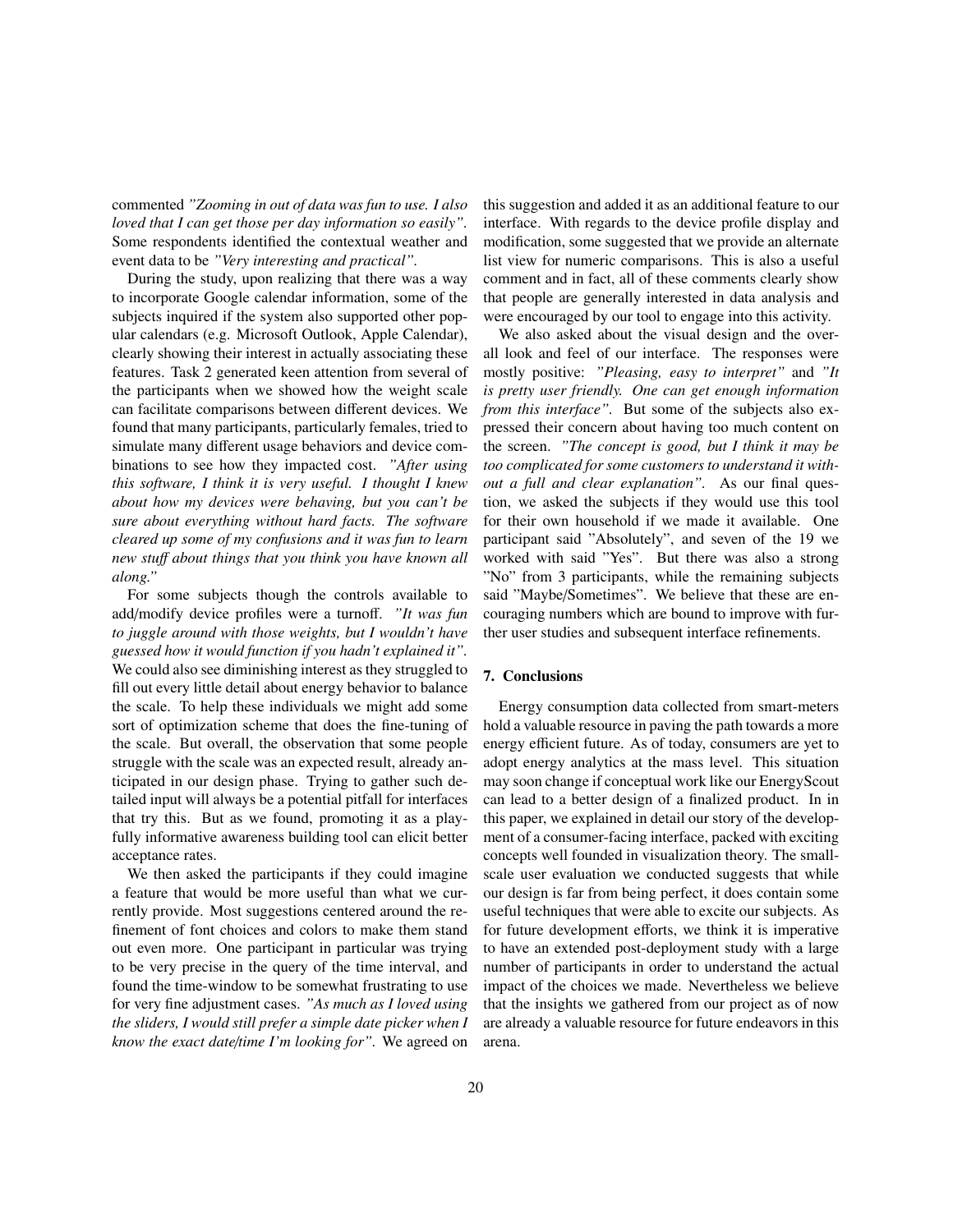commented *"Zooming in out of data was fun to use. I also loved that I can get those per day information so easily"*. Some respondents identified the contextual weather and event data to be *"Very interesting and practical"*.

During the study, upon realizing that there was a way to incorporate Google calendar information, some of the subjects inquired if the system also supported other popular calendars (e.g. Microsoft Outlook, Apple Calendar), clearly showing their interest in actually associating these features. Task 2 generated keen attention from several of the participants when we showed how the weight scale can facilitate comparisons between different devices. We found that many participants, particularly females, tried to simulate many different usage behaviors and device combinations to see how they impacted cost. *"After using this software, I think it is very useful. I thought I knew about how my devices were behaving, but you can't be sure about everything without hard facts. The software cleared up some of my confusions and it was fun to learn new stuff about things that you think you have known all along."*

For some subjects though the controls available to add/modify device profiles were a turnoff. *"It was fun to juggle around with those weights, but I wouldn't have guessed how it would function if you hadn't explained it"*. We could also see diminishing interest as they struggled to fill out every little detail about energy behavior to balance the scale. To help these individuals we might add some sort of optimization scheme that does the fine-tuning of the scale. But overall, the observation that some people struggle with the scale was an expected result, already anticipated in our design phase. Trying to gather such detailed input will always be a potential pitfall for interfaces that try this. But as we found, promoting it as a playfully informative awareness building tool can elicit better acceptance rates.

We then asked the participants if they could imagine a feature that would be more useful than what we currently provide. Most suggestions centered around the refinement of font choices and colors to make them stand out even more. One participant in particular was trying to be very precise in the query of the time interval, and found the time-window to be somewhat frustrating to use for very fine adjustment cases. *"As much as I loved using the sliders, I would still prefer a simple date picker when I know the exact date/time I'm looking for"*. We agreed on this suggestion and added it as an additional feature to our interface. With regards to the device profile display and modification, some suggested that we provide an alternate list view for numeric comparisons. This is also a useful comment and in fact, all of these comments clearly show that people are generally interested in data analysis and were encouraged by our tool to engage into this activity.

We also asked about the visual design and the overall look and feel of our interface. The responses were mostly positive: *"Pleasing, easy to interpret"* and *"It is pretty user friendly. One can get enough information from this interface"*. But some of the subjects also expressed their concern about having too much content on the screen. *"The concept is good, but I think it may be too complicated for some customers to understand it without a full and clear explanation"*. As our final question, we asked the subjects if they would use this tool for their own household if we made it available. One participant said "Absolutely", and seven of the 19 we worked with said "Yes". But there was also a strong "No" from 3 participants, while the remaining subjects said "Maybe/Sometimes". We believe that these are encouraging numbers which are bound to improve with further user studies and subsequent interface refinements.

## 7. Conclusions

Energy consumption data collected from smart-meters hold a valuable resource in paving the path towards a more energy efficient future. As of today, consumers are yet to adopt energy analytics at the mass level. This situation may soon change if conceptual work like our EnergyScout can lead to a better design of a finalized product. In in this paper, we explained in detail our story of the development of a consumer-facing interface, packed with exciting concepts well founded in visualization theory. The small-scale user evaluation we conducted suggests that while our design is far from being perfect, it does contain some useful techniques that were able to excite our subjects. As for future development efforts, we think it is imperative to have an extended post-deployment study with a large number of participants in order to understand the actual impact of the choices we made. Nevertheless we believe that the insights we gathered from our project as of now are already a valuable resource for future endeavors in this arena.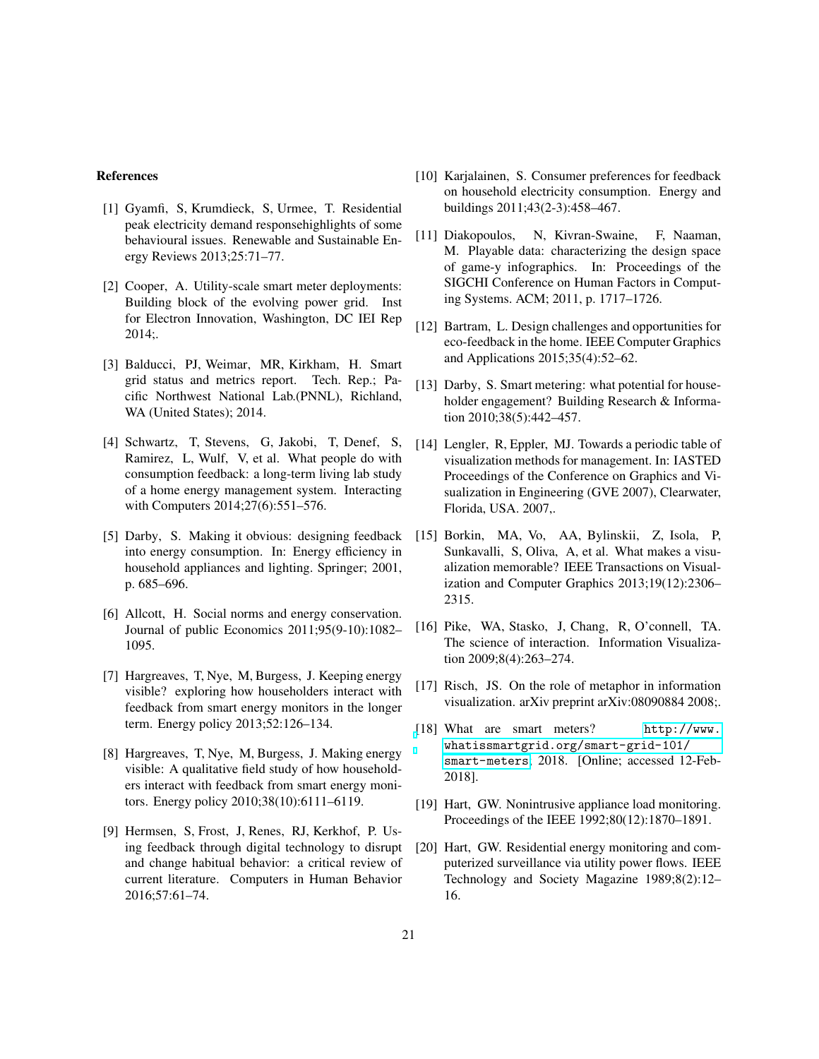## References

[1] Gyamfi, S, Krumdieck, S, Urmee, T. Residential peak electricity demand responsehighlights of some behavioural issues. Renewable and Sustainable Energy Reviews 2013;25:71–77.

[2] Cooper, A. Utility-scale smart meter deployments: Building block of the evolving power grid. Inst for Electron Innovation, Washington, DC IEI Rep 2014;.

[3] Balducci, PJ, Weimar, MR, Kirkham, H. Smart grid status and metrics report. Tech. Rep.; Pacific Northwest National Lab.(PNNL), Richland, WA (United States); 2014.

[4] Schwartz, T, Stevens, G, Jakobi, T, Denef, S, Ramirez, L, Wulf, V, et al. What people do with consumption feedback: a long-term living lab study of a home energy management system. Interacting with Computers 2014;27(6):551–576.

[5] Darby, S. Making it obvious: designing feedback into energy consumption. In: Energy efficiency in household appliances and lighting. Springer; 2001, p. 685–696.

[6] Allcott, H. Social norms and energy conservation. Journal of public Economics 2011;95(9-10):1082–1095.

[7] Hargreaves, T, Nye, M, Burgess, J. Keeping energy visible? exploring how householders interact with feedback from smart energy monitors in the longer term. Energy policy 2013;52:126–134.

[8] Hargreaves, T, Nye, M, Burgess, J. Making energy visible: A qualitative field study of how householders interact with feedback from smart energy monitors. Energy policy 2010;38(10):6111–6119.

[9] Hermsen, S, Frost, J, Renes, RJ, Kerkhof, P. Using feedback through digital technology to disrupt and change habitual behavior: a critical review of current literature. Computers in Human Behavior 2016;57:61–74.

[10] Karjalainen, S. Consumer preferences for feedback on household electricity consumption. Energy and buildings 2011;43(2-3):458–467.

[11] Diakopoulos, N, Kivran-Swaine, F, Naaman, M. Playable data: characterizing the design space of game-y infographics. In: Proceedings of the SIGCHI Conference on Human Factors in Computing Systems. ACM; 2011, p. 1717–1726.

[12] Bartram, L. Design challenges and opportunities for eco-feedback in the home. IEEE Computer Graphics and Applications 2015;35(4):52–62.

[13] Darby, S. Smart metering: what potential for householder engagement? Building Research & Information 2010;38(5):442–457.

[14] Lengler, R, Eppler, MJ. Towards a periodic table of visualization methods for management. In: IASTED Proceedings of the Conference on Graphics and Visualization in Engineering (GVE 2007), Clearwater, Florida, USA. 2007,.

[15] Borkin, MA, Vo, AA, Bylinskii, Z, Isola, P, Sunkavalli, S, Oliva, A, et al. What makes a visualization memorable? IEEE Transactions on Visualization and Computer Graphics 2013;19(12):2306–2315.

[16] Pike, WA, Stasko, J, Chang, R, O'connell, TA. The science of interaction. Information Visualization 2009;8(4):263–274.

[17] Risch, JS. On the role of metaphor in information visualization. arXiv preprint arXiv:08090884 2008;.

[18] What are smart meters? http://www.whatissmartgrid.org/smart-grid-101/smart-meters; 2018. [Online; accessed 12-Feb-2018].

[19] Hart, GW. Nonintrusive appliance load monitoring. Proceedings of the IEEE 1992;80(12):1870–1891.

[20] Hart, GW. Residential energy monitoring and computerized surveillance via utility power flows. IEEE Technology and Society Magazine 1989;8(2):12–16.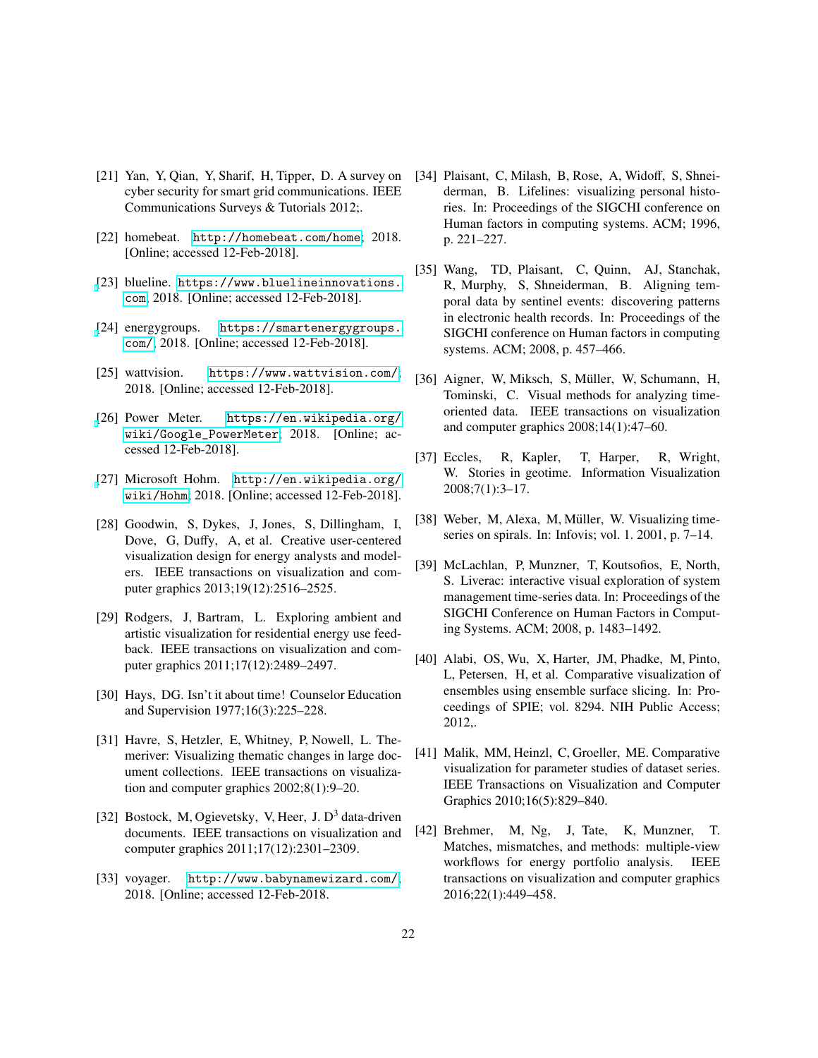[21] Yan, Y, Qian, Y, Sharif, H, Tipper, D. A survey on cyber security for smart grid communications. IEEE Communications Surveys & Tutorials 2012;.

[22] homebeat. http://homebeat.com/home; 2018. [Online; accessed 12-Feb-2018].

[23] blueline. https://www.bluelineinnovations.com; 2018. [Online; accessed 12-Feb-2018].

[24] energygroups. https://smartenergygroups.com/; 2018. [Online; accessed 12-Feb-2018].

[25] wattvision. https://www.wattvision.com/; 2018. [Online; accessed 12-Feb-2018].

[26] Power Meter. https://en.wikipedia.org/wiki/Google_PowerMeter; 2018. [Online; accessed 12-Feb-2018].

[27] Microsoft Hohm. http://en.wikipedia.org/wiki/Hohm; 2018. [Online; accessed 12-Feb-2018].

[28] Goodwin, S, Dykes, J, Jones, S, Dillingham, I, Dove, G, Duffy, A, et al. Creative user-centered visualization design for energy analysts and modelers. IEEE transactions on visualization and computer graphics 2013;19(12):2516–2525.

[29] Rodgers, J, Bartram, L. Exploring ambient and artistic visualization for residential energy use feedback. IEEE transactions on visualization and computer graphics 2011;17(12):2489–2497.

[30] Hays, DG. Isn't it about time! Counselor Education and Supervision 1977;16(3):225–228.

[31] Havre, S, Hetzler, E, Whitney, P, Nowell, L. Themeriver: Visualizing thematic changes in large document collections. IEEE transactions on visualization and computer graphics 2002;8(1):9–20.

[32] Bostock, M, Ogievetsky, V, Heer, J. D$^3$ data-driven documents. IEEE transactions on visualization and computer graphics 2011;17(12):2301–2309.

[33] voyager. http://www.babynamewizard.com/; 2018. [Online; accessed 12-Feb-2018].

[34] Plaisant, C, Milash, B, Rose, A, Widoff, S, Shneiderman, B. Lifelines: visualizing personal histories. In: Proceedings of the SIGCHI conference on Human factors in computing systems. ACM; 1996, p. 221–227.

[35] Wang, TD, Plaisant, C, Quinn, AJ, Stanchak, R, Murphy, S, Shneiderman, B. Aligning temporal data by sentinel events: discovering patterns in electronic health records. In: Proceedings of the SIGCHI conference on Human factors in computing systems. ACM; 2008, p. 457–466.

[36] Aigner, W, Miksch, S, Müller, W, Schumann, H, Tominski, C. Visual methods for analyzing time-oriented data. IEEE transactions on visualization and computer graphics 2008;14(1):47–60.

[37] Eccles, R, Kapler, T, Harper, R, Wright, W. Stories in geotime. Information Visualization 2008;7(1):3–17.

[38] Weber, M, Alexa, M, Müller, W. Visualizing time-series on spirals. In: Infovis; vol. 1. 2001, p. 7–14.

[39] McLachlan, P, Munzner, T, Koutsofios, E, North, S. Liverac: interactive visual exploration of system management time-series data. In: Proceedings of the SIGCHI Conference on Human Factors in Computing Systems. ACM; 2008, p. 1483–1492.

[40] Alabi, OS, Wu, X, Harter, JM, Phadke, M, Pinto, L, Petersen, H, et al. Comparative visualization of ensembles using ensemble surface slicing. In: Proceedings of SPIE; vol. 8294. NIH Public Access; 2012,.

[41] Malik, MM, Heinzl, C, Groeller, ME. Comparative visualization for parameter studies of dataset series. IEEE Transactions on Visualization and Computer Graphics 2010;16(5):829–840.

[42] Brehmer, M, Ng, J, Tate, K, Munzner, T. Matches, mismatches, and methods: multiple-view workflows for energy portfolio analysis. IEEE transactions on visualization and computer graphics 2016;22(1):449–458.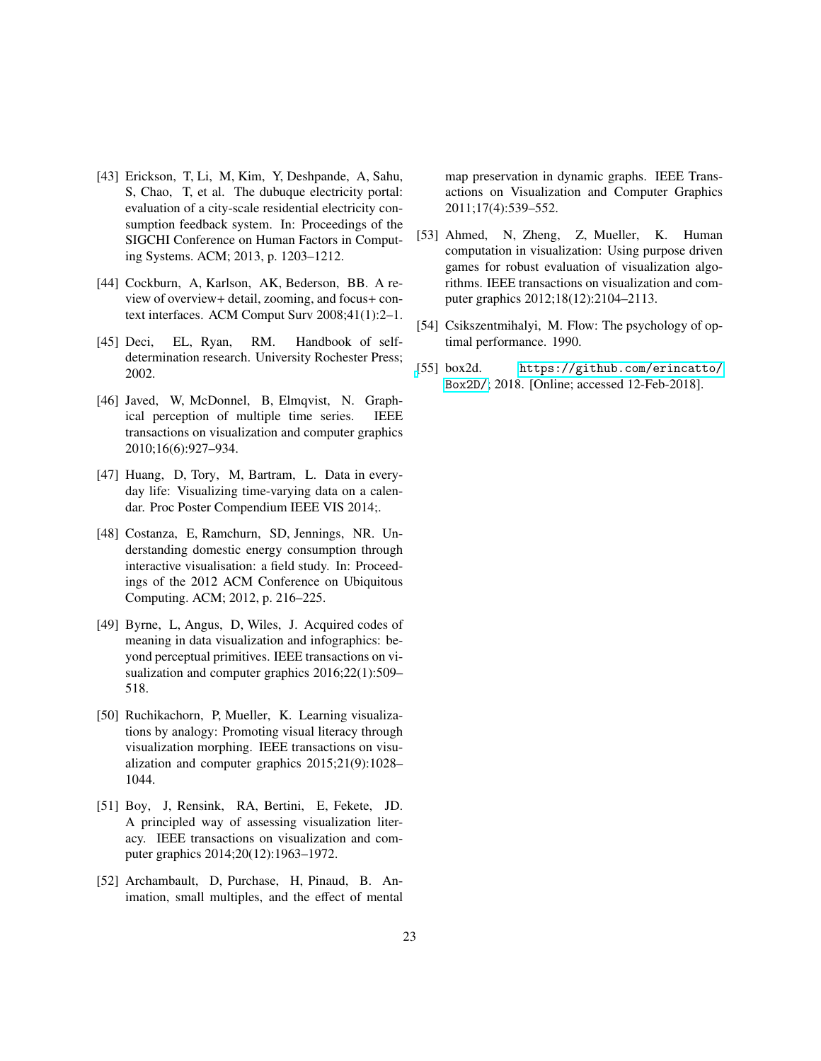[43] Erickson, T, Li, M, Kim, Y, Deshpande, A, Sahu, S, Chao, T, et al. The dubuque electricity portal: evaluation of a city-scale residential electricity consumption feedback system. In: Proceedings of the SIGCHI Conference on Human Factors in Computing Systems. ACM; 2013, p. 1203–1212.

[44] Cockburn, A, Karlson, AK, Bederson, BB. A review of overview+ detail, zooming, and focus+ context interfaces. ACM Comput Surv 2008;41(1):2–1.

[45] Deci, EL, Ryan, RM. Handbook of self-determination research. University Rochester Press; 2002.

[46] Javed, W, McDonnel, B, Elmqvist, N. Graphical perception of multiple time series. IEEE transactions on visualization and computer graphics 2010;16(6):927–934.

[47] Huang, D, Tory, M, Bartram, L. Data in everyday life: Visualizing time-varying data on a calendar. Proc Poster Compendium IEEE VIS 2014;.

[48] Costanza, E, Ramchurn, SD, Jennings, NR. Understanding domestic energy consumption through interactive visualisation: a field study. In: Proceedings of the 2012 ACM Conference on Ubiquitous Computing. ACM; 2012, p. 216–225.

[49] Byrne, L, Angus, D, Wiles, J. Acquired codes of meaning in data visualization and infographics: beyond perceptual primitives. IEEE transactions on visualization and computer graphics 2016;22(1):509–518.

[50] Ruchikachorn, P, Mueller, K. Learning visualizations by analogy: Promoting visual literacy through visualization morphing. IEEE transactions on visualization and computer graphics 2015;21(9):1028–1044.

[51] Boy, J, Rensink, RA, Bertini, E, Fekete, JD. A principled way of assessing visualization literacy. IEEE transactions on visualization and computer graphics 2014;20(12):1963–1972.

[52] Archambault, D, Purchase, H, Pinaud, B. Animation, small multiples, and the effect of mental map preservation in dynamic graphs. IEEE Transactions on Visualization and Computer Graphics 2011;17(4):539–552.

[53] Ahmed, N, Zheng, Z, Mueller, K. Human computation in visualization: Using purpose driven games for robust evaluation of visualization algorithms. IEEE transactions on visualization and computer graphics 2012;18(12):2104–2113.

[54] Csikszentmihalyi, M. Flow: The psychology of optimal performance. 1990.

[55] box2d. https://github.com/erincatto/Box2D/; 2018. [Online; accessed 12-Feb-2018].